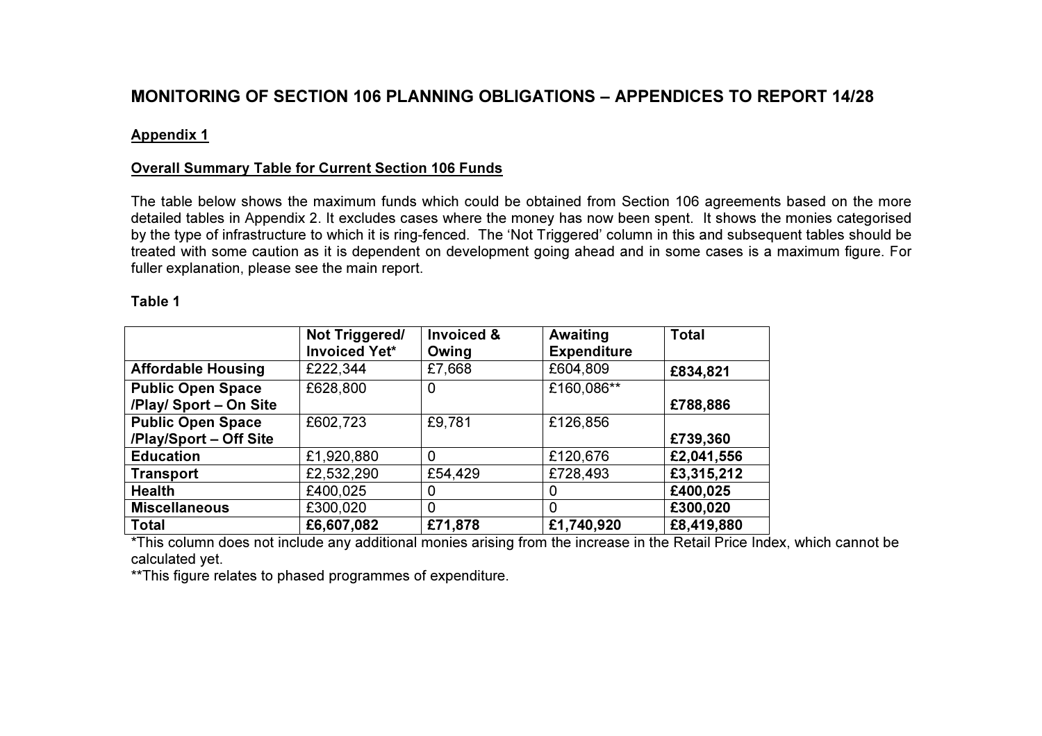# MONITORING OF SECTION 106 PLANNING OBLIGATIONS – APPENDICES TO REPORT 14/28

## Appendix 1

### Overall Summary Table for Current Section 106 Funds

The table below shows the maximum funds which could be obtained from Section 106 agreements based on the more detailed tables in Appendix 2. It excludes cases where the money has now been spent. It shows the monies categorised by the type of infrastructure to which it is ring-fenced. The 'Not Triggered' column in this and subsequent tables should be treated with some caution as it is dependent on development going ahead and in some cases is a maximum figure. For fuller explanation, please see the main report.

**Table 1**

| | Not Triggered/ Invoiced Yet* | Invoiced & Owing | Awaiting Expenditure | Total |
|---|---|---|---|---|
| **Affordable Housing** | £222,344 | £7,668 | £604,809 | **£834,821** |
| **Public Open Space /Play/ Sport – On Site** | £628,800 | 0 | £160,086** | **£788,886** |
| **Public Open Space /Play/Sport – Off Site** | £602,723 | £9,781 | £126,856 | **£739,360** |
| **Education** | £1,920,880 | 0 | £120,676 | **£2,041,556** |
| **Transport** | £2,532,290 | £54,429 | £728,493 | **£3,315,212** |
| **Health** | £400,025 | 0 | 0 | **£400,025** |
| **Miscellaneous** | £300,020 | 0 | 0 | **£300,020** |
| **Total** | **£6,607,082** | **£71,878** | **£1,740,920** | **£8,419,880** |

*This column does not include any additional monies arising from the increase in the Retail Price Index, which cannot be calculated yet.

**This figure relates to phased programmes of expenditure.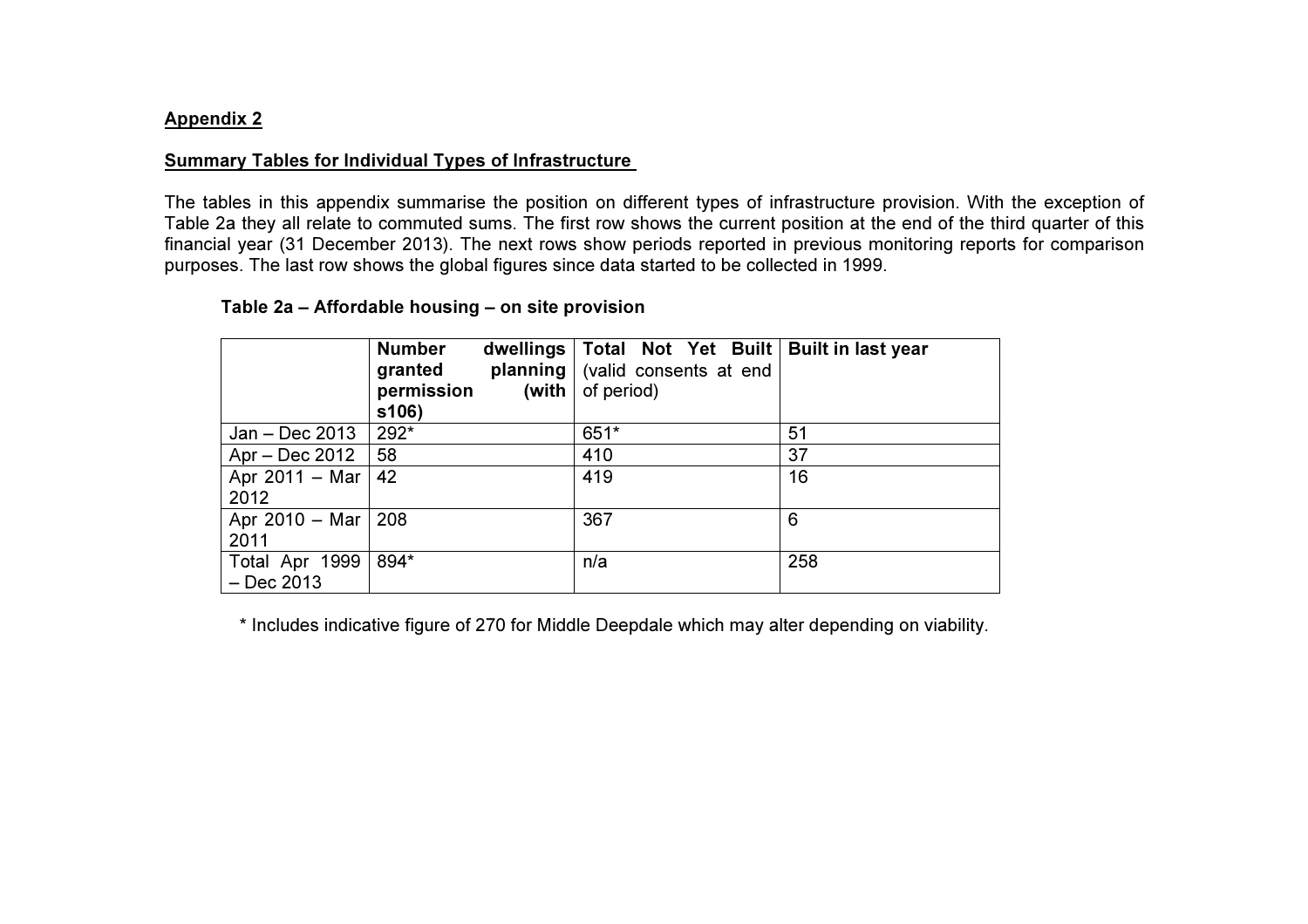## Appendix 2

### Summary Tables for Individual Types of Infrastructure

The tables in this appendix summarise the position on different types of infrastructure provision. With the exception of Table 2a they all relate to commuted sums. The first row shows the current position at the end of the third quarter of this financial year (31 December 2013). The next rows show periods reported in previous monitoring reports for comparison purposes. The last row shows the global figures since data started to be collected in 1999.

**Table 2a – Affordable housing – on site provision**

| | **Number dwellings granted planning permission (with s106)** | **Total Not Yet Built** (valid consents at end of period) | **Built in last year** |
|---|---|---|---|
| Jan – Dec 2013 | 292* | 651* | 51 |
| Apr – Dec 2012 | 58 | 410 | 37 |
| Apr 2011 – Mar 2012 | 42 | 419 | 16 |
| Apr 2010 – Mar 2011 | 208 | 367 | 6 |
| Total Apr 1999 – Dec 2013 | 894* | n/a | 258 |

* Includes indicative figure of 270 for Middle Deepdale which may alter depending on viability.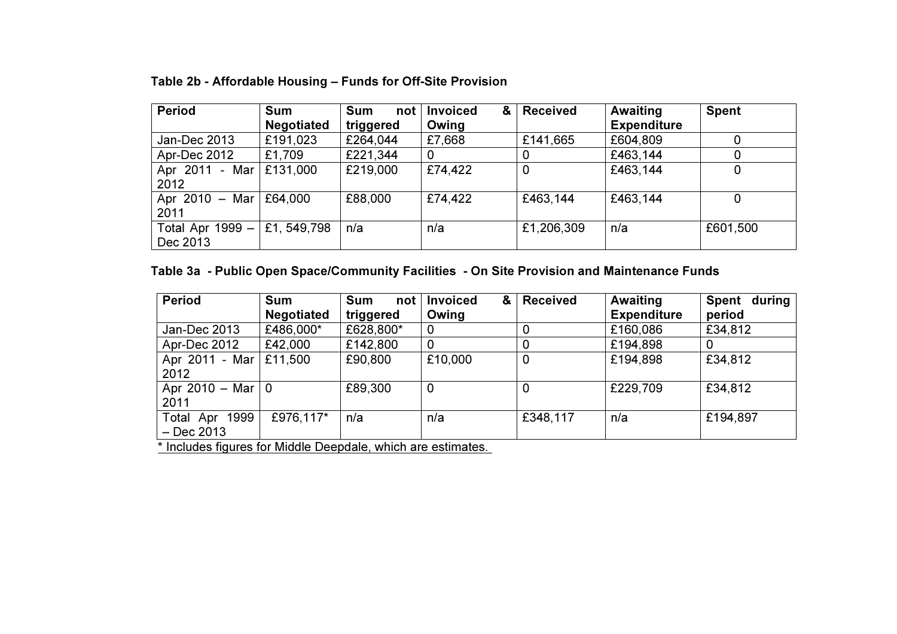**Table 2b - Affordable Housing – Funds for Off-Site Provision**

| Period | Sum Negotiated | Sum not triggered | Invoiced & Owing | Received | Awaiting Expenditure | Spent |
|---|---|---|---|---|---|---|
| Jan-Dec 2013 | £191,023 | £264,044 | £7,668 | £141,665 | £604,809 | 0 |
| Apr-Dec 2012 | £1,709 | £221,344 | 0 | 0 | £463,144 | 0 |
| Apr 2011 - Mar 2012 | £131,000 | £219,000 | £74,422 | 0 | £463,144 | 0 |
| Apr 2010 – Mar 2011 | £64,000 | £88,000 | £74,422 | £463,144 | £463,144 | 0 |
| Total Apr 1999 – Dec 2013 | £1, 549,798 | n/a | n/a | £1,206,309 | n/a | £601,500 |

**Table 3a - Public Open Space/Community Facilities - On Site Provision and Maintenance Funds**

| Period | Sum Negotiated | Sum not triggered | Invoiced & Owing | Received | Awaiting Expenditure | Spent during period |
|---|---|---|---|---|---|---|
| Jan-Dec 2013 | £486,000* | £628,800* | 0 | 0 | £160,086 | £34,812 |
| Apr-Dec 2012 | £42,000 | £142,800 | 0 | 0 | £194,898 | 0 |
| Apr 2011 - Mar 2012 | £11,500 | £90,800 | £10,000 | 0 | £194,898 | £34,812 |
| Apr 2010 – Mar 2011 | 0 | £89,300 | 0 | 0 | £229,709 | £34,812 |
| Total Apr 1999 – Dec 2013 | £976,117* | n/a | n/a | £348,117 | n/a | £194,897 |

* Includes figures for Middle Deepdale, which are estimates.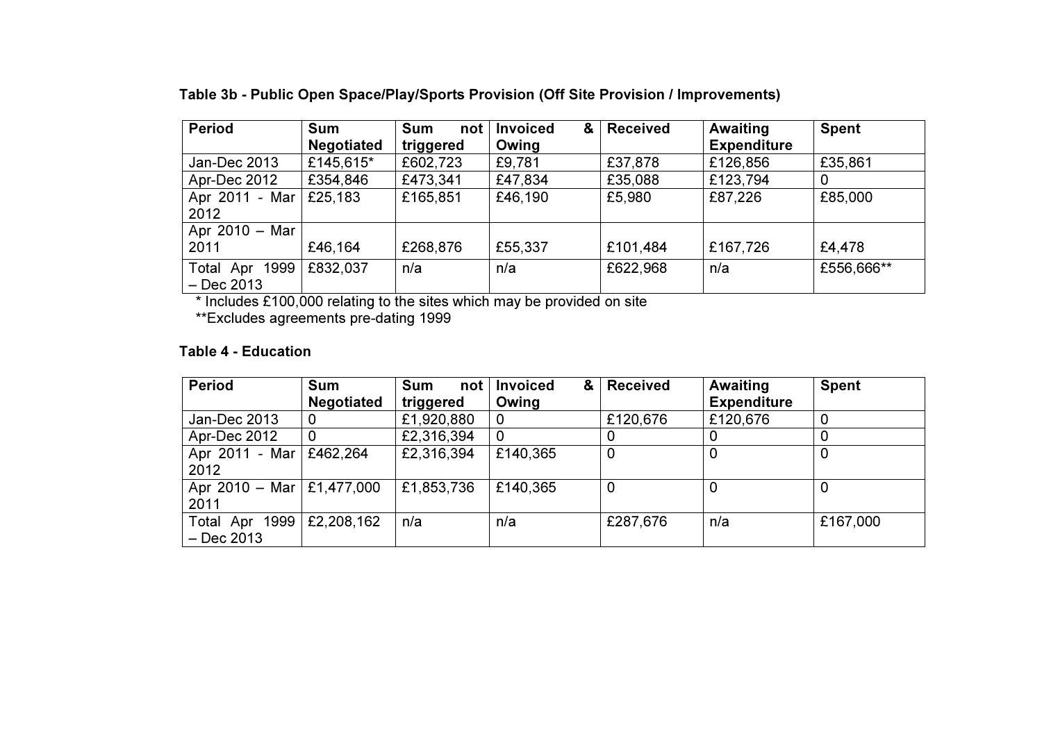**Table 3b - Public Open Space/Play/Sports Provision (Off Site Provision / Improvements)**

| Period | Sum Negotiated | Sum not triggered | Invoiced & Owing | Received | Awaiting Expenditure | Spent |
|---|---|---|---|---|---|---|
| Jan-Dec 2013 | £145,615* | £602,723 | £9,781 | £37,878 | £126,856 | £35,861 |
| Apr-Dec 2012 | £354,846 | £473,341 | £47,834 | £35,088 | £123,794 | 0 |
| Apr 2011 - Mar 2012 | £25,183 | £165,851 | £46,190 | £5,980 | £87,226 | £85,000 |
| Apr 2010 – Mar 2011 | £46,164 | £268,876 | £55,337 | £101,484 | £167,726 | £4,478 |
| Total Apr 1999 – Dec 2013 | £832,037 | n/a | n/a | £622,968 | n/a | £556,666** |

\* Includes £100,000 relating to the sites which may be provided on site

\*\*Excludes agreements pre-dating 1999

**Table 4 - Education**

| Period | Sum Negotiated | Sum not triggered | Invoiced & Owing | Received | Awaiting Expenditure | Spent |
|---|---|---|---|---|---|---|
| Jan-Dec 2013 | 0 | £1,920,880 | 0 | £120,676 | £120,676 | 0 |
| Apr-Dec 2012 | 0 | £2,316,394 | 0 | 0 | 0 | 0 |
| Apr 2011 - Mar 2012 | £462,264 | £2,316,394 | £140,365 | 0 | 0 | 0 |
| Apr 2010 – Mar 2011 | £1,477,000 | £1,853,736 | £140,365 | 0 | 0 | 0 |
| Total Apr 1999 – Dec 2013 | £2,208,162 | n/a | n/a | £287,676 | n/a | £167,000 |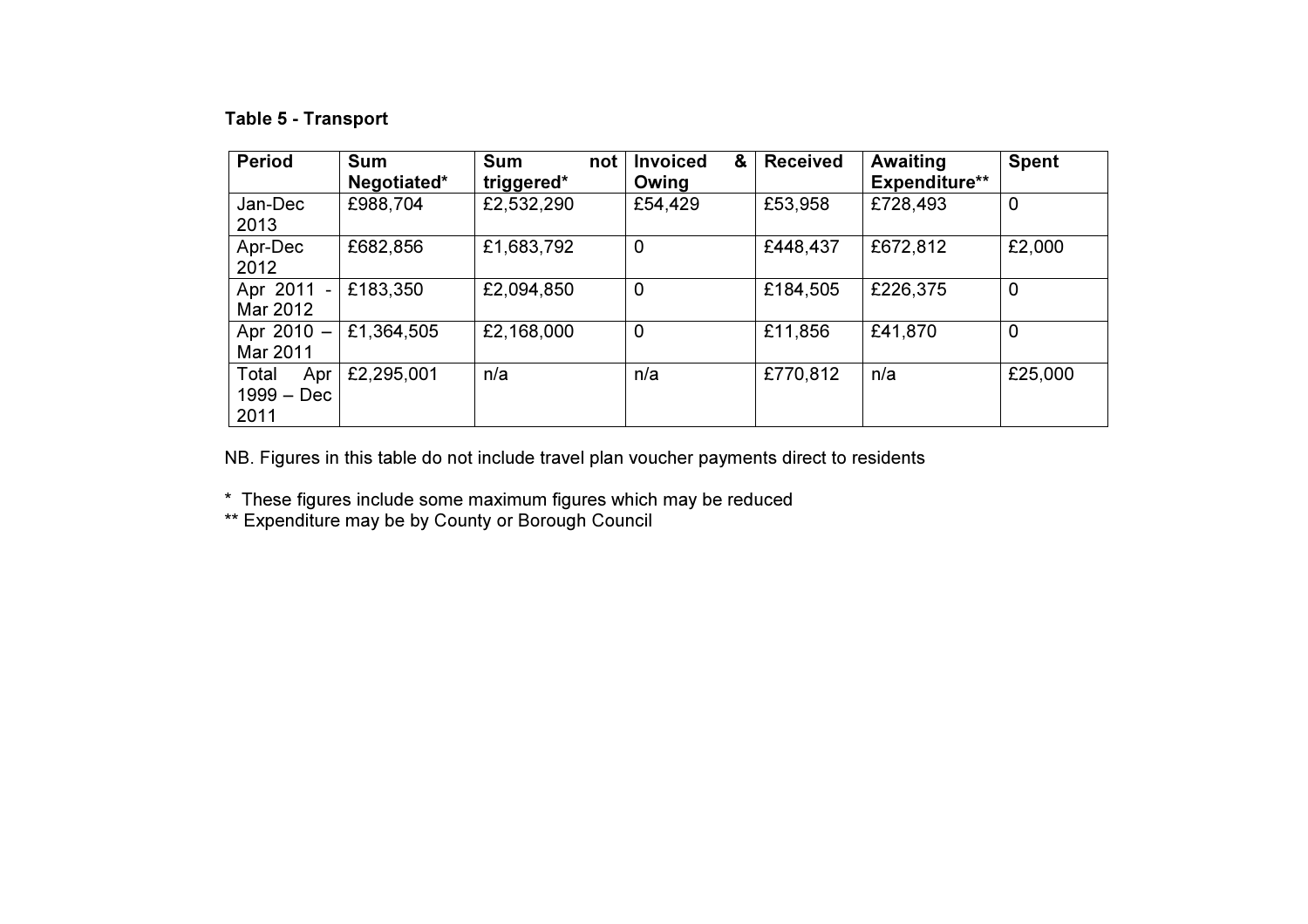**Table 5 - Transport**

| Period | Sum Negotiated* | Sum not triggered* | Invoiced & Owing | Received | Awaiting Expenditure** | Spent |
|---|---|---|---|---|---|---|
| Jan-Dec 2013 | £988,704 | £2,532,290 | £54,429 | £53,958 | £728,493 | 0 |
| Apr-Dec 2012 | £682,856 | £1,683,792 | 0 | £448,437 | £672,812 | £2,000 |
| Apr 2011 - Mar 2012 | £183,350 | £2,094,850 | 0 | £184,505 | £226,375 | 0 |
| Apr 2010 – Mar 2011 | £1,364,505 | £2,168,000 | 0 | £11,856 | £41,870 | 0 |
| Total Apr 1999 – Dec 2011 | £2,295,001 | n/a | n/a | £770,812 | n/a | £25,000 |

NB. Figures in this table do not include travel plan voucher payments direct to residents

* These figures include some maximum figures which may be reduced
** Expenditure may be by County or Borough Council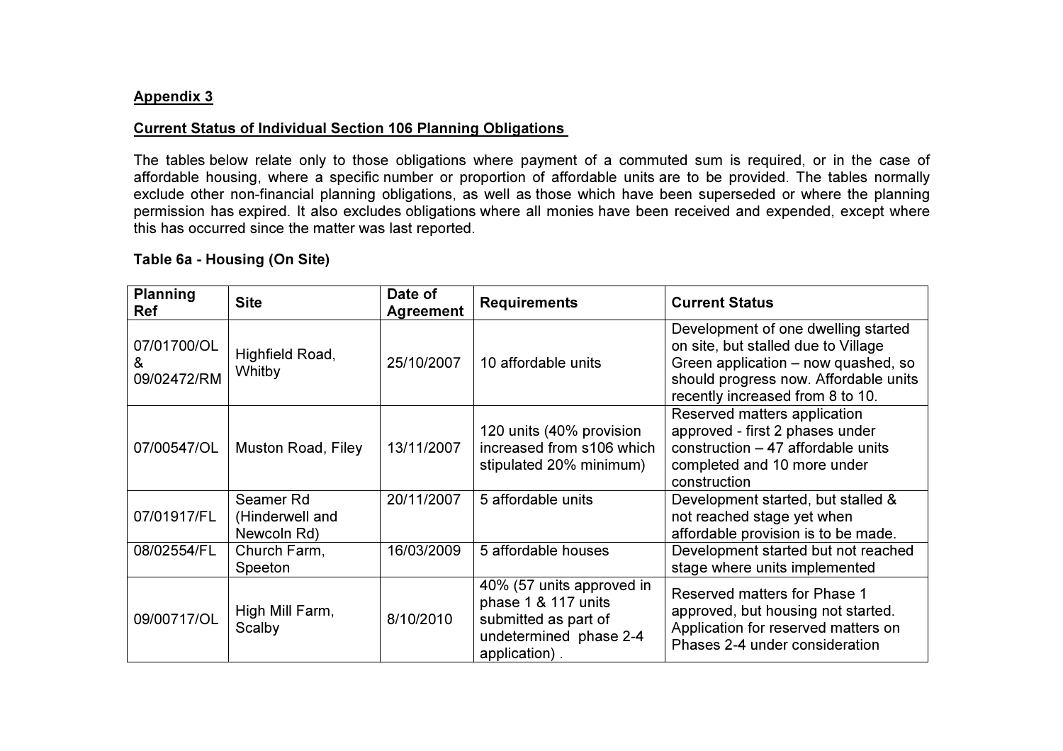**Appendix 3**

**Current Status of Individual Section 106 Planning Obligations**

The tables below relate only to those obligations where payment of a commuted sum is required, or in the case of affordable housing, where a specific number or proportion of affordable units are to be provided. The tables normally exclude other non-financial planning obligations, as well as those which have been superseded or where the planning permission has expired. It also excludes obligations where all monies have been received and expended, except where this has occurred since the matter was last reported.

**Table 6a - Housing (On Site)**

| Planning Ref | Site | Date of Agreement | Requirements | Current Status |
|---|---|---|---|---|
| 07/01700/OL & 09/02472/RM | Highfield Road, Whitby | 25/10/2007 | 10 affordable units | Development of one dwelling started on site, but stalled due to Village Green application – now quashed, so should progress now. Affordable units recently increased from 8 to 10. |
| 07/00547/OL | Muston Road, Filey | 13/11/2007 | 120 units (40% provision increased from s106 which stipulated 20% minimum) | Reserved matters application approved - first 2 phases under construction – 47 affordable units completed and 10 more under construction |
| 07/01917/FL | Seamer Rd (Hinderwell and Newcoln Rd) | 20/11/2007 | 5 affordable units | Development started, but stalled & not reached stage yet when affordable provision is to be made. |
| 08/02554/FL | Church Farm, Speeton | 16/03/2009 | 5 affordable houses | Development started but not reached stage where units implemented |
| 09/00717/OL | High Mill Farm, Scalby | 8/10/2010 | 40% (57 units approved in phase 1 & 117 units submitted as part of undetermined phase 2-4 application) . | Reserved matters for Phase 1 approved, but housing not started. Application for reserved matters on Phases 2-4 under consideration |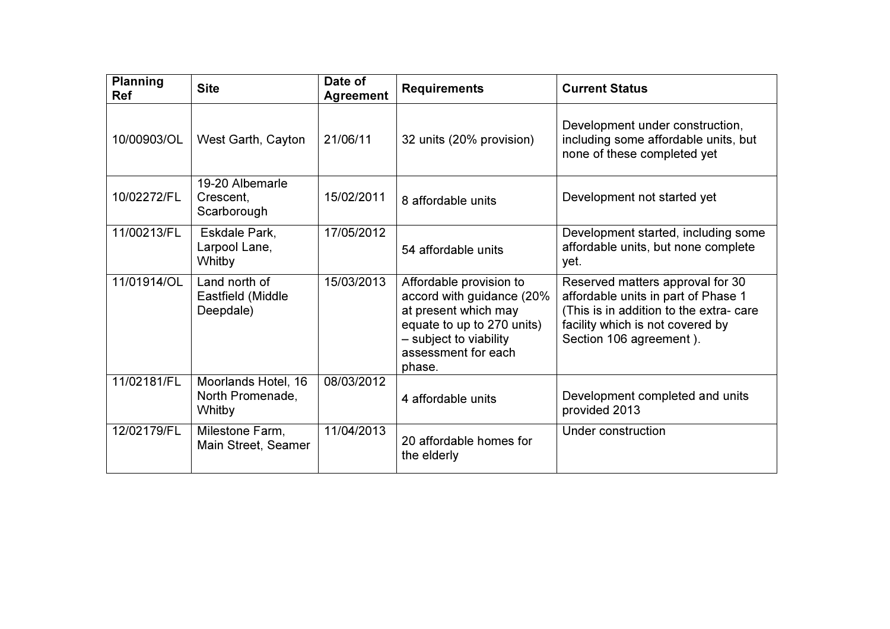| Planning Ref | Site | Date of Agreement | Requirements | Current Status |
|---|---|---|---|---|
| 10/00903/OL | West Garth, Cayton | 21/06/11 | 32 units (20% provision) | Development under construction, including some affordable units, but none of these completed yet |
| 10/02272/FL | 19-20 Albemarle Crescent, Scarborough | 15/02/2011 | 8 affordable units | Development not started yet |
| 11/00213/FL | Eskdale Park, Larpool Lane, Whitby | 17/05/2012 | 54 affordable units | Development started, including some affordable units, but none complete yet. |
| 11/01914/OL | Land north of Eastfield (Middle Deepdale) | 15/03/2013 | Affordable provision to accord with guidance (20% at present which may equate to up to 270 units) – subject to viability assessment for each phase. | Reserved matters approval for 30 affordable units in part of Phase 1 (This is in addition to the extra- care facility which is not covered by Section 106 agreement ). |
| 11/02181/FL | Moorlands Hotel, 16 North Promenade, Whitby | 08/03/2012 | 4 affordable units | Development completed and units provided 2013 |
| 12/02179/FL | Milestone Farm, Main Street, Seamer | 11/04/2013 | 20 affordable homes for the elderly | Under construction |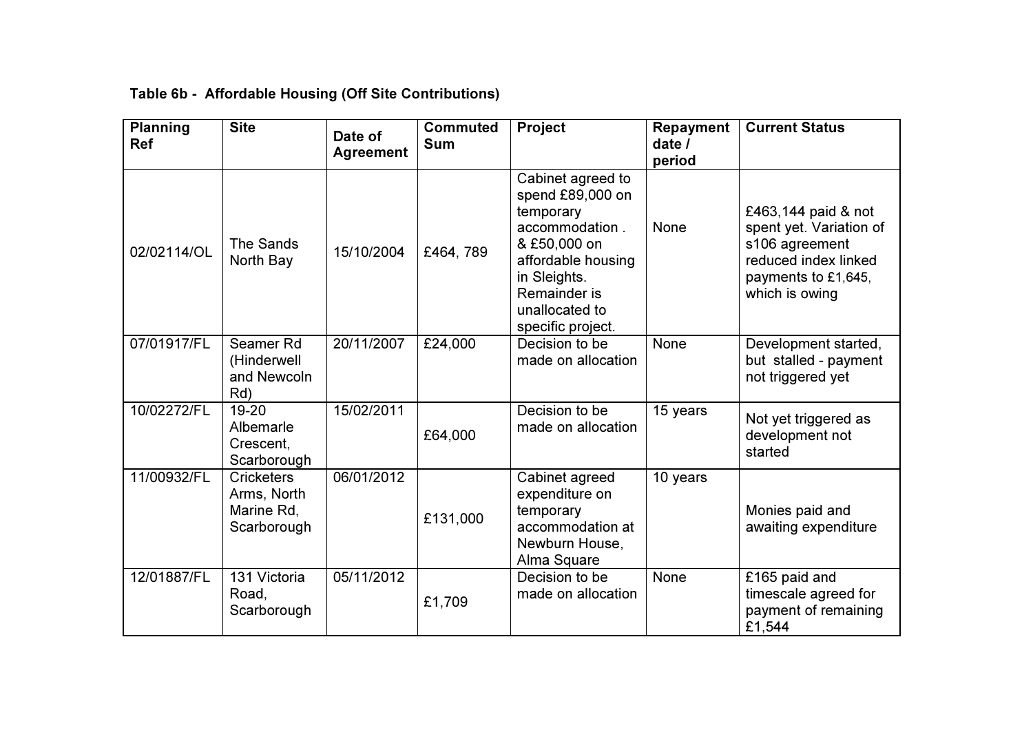**Table 6b - Affordable Housing (Off Site Contributions)**

| Planning Ref | Site | Date of Agreement | Commuted Sum | Project | Repayment date / period | Current Status |
|---|---|---|---|---|---|---|
| 02/02114/OL | The Sands North Bay | 15/10/2004 | £464, 789 | Cabinet agreed to spend £89,000 on temporary accommodation . & £50,000 on affordable housing in Sleights. Remainder is unallocated to specific project. | None | £463,144 paid & not spent yet. Variation of s106 agreement reduced index linked payments to £1,645, which is owing |
| 07/01917/FL | Seamer Rd (Hinderwell and Newcoln Rd) | 20/11/2007 | £24,000 | Decision to be made on allocation | None | Development started, but stalled - payment not triggered yet |
| 10/02272/FL | 19-20 Albemarle Crescent, Scarborough | 15/02/2011 | £64,000 | Decision to be made on allocation | 15 years | Not yet triggered as development not started |
| 11/00932/FL | Cricketers Arms, North Marine Rd, Scarborough | 06/01/2012 | £131,000 | Cabinet agreed expenditure on temporary accommodation at Newburn House, Alma Square | 10 years | Monies paid and awaiting expenditure |
| 12/01887/FL | 131 Victoria Road, Scarborough | 05/11/2012 | £1,709 | Decision to be made on allocation | None | £165 paid and timescale agreed for payment of remaining £1,544 |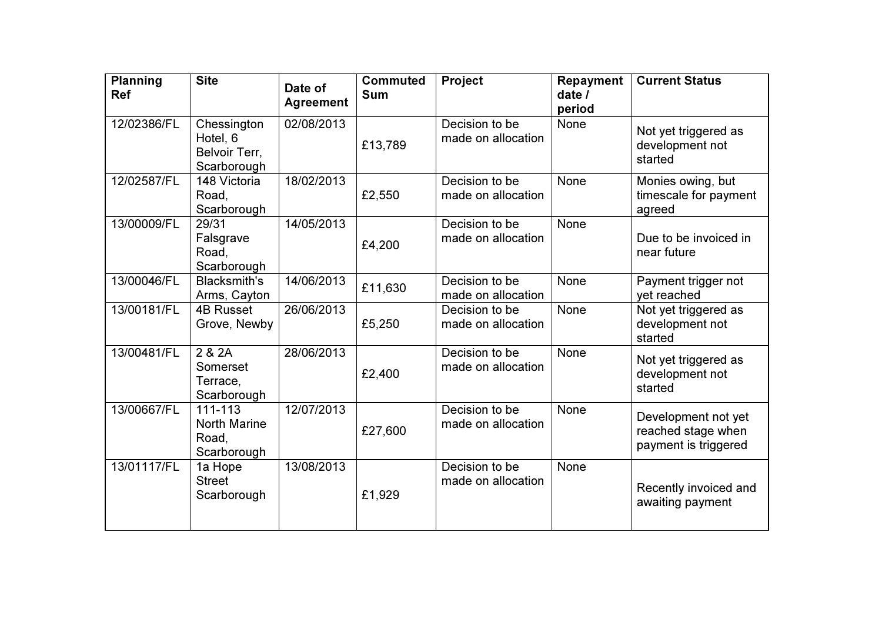| Planning Ref | Site | Date of Agreement | Commuted Sum | Project | Repayment date / period | Current Status |
|---|---|---|---|---|---|---|
| 12/02386/FL | Chessington Hotel, 6 Belvoir Terr, Scarborough | 02/08/2013 | £13,789 | Decision to be made on allocation | None | Not yet triggered as development not started |
| 12/02587/FL | 148 Victoria Road, Scarborough | 18/02/2013 | £2,550 | Decision to be made on allocation | None | Monies owing, but timescale for payment agreed |
| 13/00009/FL | 29/31 Falsgrave Road, Scarborough | 14/05/2013 | £4,200 | Decision to be made on allocation | None | Due to be invoiced in near future |
| 13/00046/FL | Blacksmith's Arms, Cayton | 14/06/2013 | £11,630 | Decision to be made on allocation | None | Payment trigger not yet reached |
| 13/00181/FL | 4B Russet Grove, Newby | 26/06/2013 | £5,250 | Decision to be made on allocation | None | Not yet triggered as development not started |
| 13/00481/FL | 2 & 2A Somerset Terrace, Scarborough | 28/06/2013 | £2,400 | Decision to be made on allocation | None | Not yet triggered as development not started |
| 13/00667/FL | 111-113 North Marine Road, Scarborough | 12/07/2013 | £27,600 | Decision to be made on allocation | None | Development not yet reached stage when payment is triggered |
| 13/01117/FL | 1a Hope Street Scarborough | 13/08/2013 | £1,929 | Decision to be made on allocation | None | Recently invoiced and awaiting payment |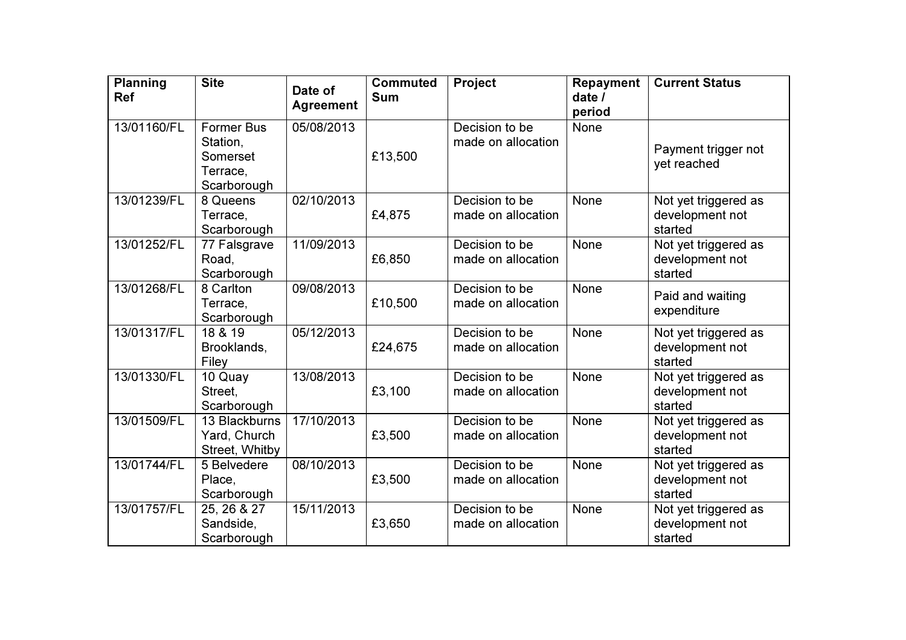| Planning Ref | Site | Date of Agreement | Commuted Sum | Project | Repayment date / period | Current Status |
|---|---|---|---|---|---|---|
| 13/01160/FL | Former Bus Station, Somerset Terrace, Scarborough | 05/08/2013 | £13,500 | Decision to be made on allocation | None | Payment trigger not yet reached |
| 13/01239/FL | 8 Queens Terrace, Scarborough | 02/10/2013 | £4,875 | Decision to be made on allocation | None | Not yet triggered as development not started |
| 13/01252/FL | 77 Falsgrave Road, Scarborough | 11/09/2013 | £6,850 | Decision to be made on allocation | None | Not yet triggered as development not started |
| 13/01268/FL | 8 Carlton Terrace, Scarborough | 09/08/2013 | £10,500 | Decision to be made on allocation | None | Paid and waiting expenditure |
| 13/01317/FL | 18 & 19 Brooklands, Filey | 05/12/2013 | £24,675 | Decision to be made on allocation | None | Not yet triggered as development not started |
| 13/01330/FL | 10 Quay Street, Scarborough | 13/08/2013 | £3,100 | Decision to be made on allocation | None | Not yet triggered as development not started |
| 13/01509/FL | 13 Blackburns Yard, Church Street, Whitby | 17/10/2013 | £3,500 | Decision to be made on allocation | None | Not yet triggered as development not started |
| 13/01744/FL | 5 Belvedere Place, Scarborough | 08/10/2013 | £3,500 | Decision to be made on allocation | None | Not yet triggered as development not started |
| 13/01757/FL | 25, 26 & 27 Sandside, Scarborough | 15/11/2013 | £3,650 | Decision to be made on allocation | None | Not yet triggered as development not started |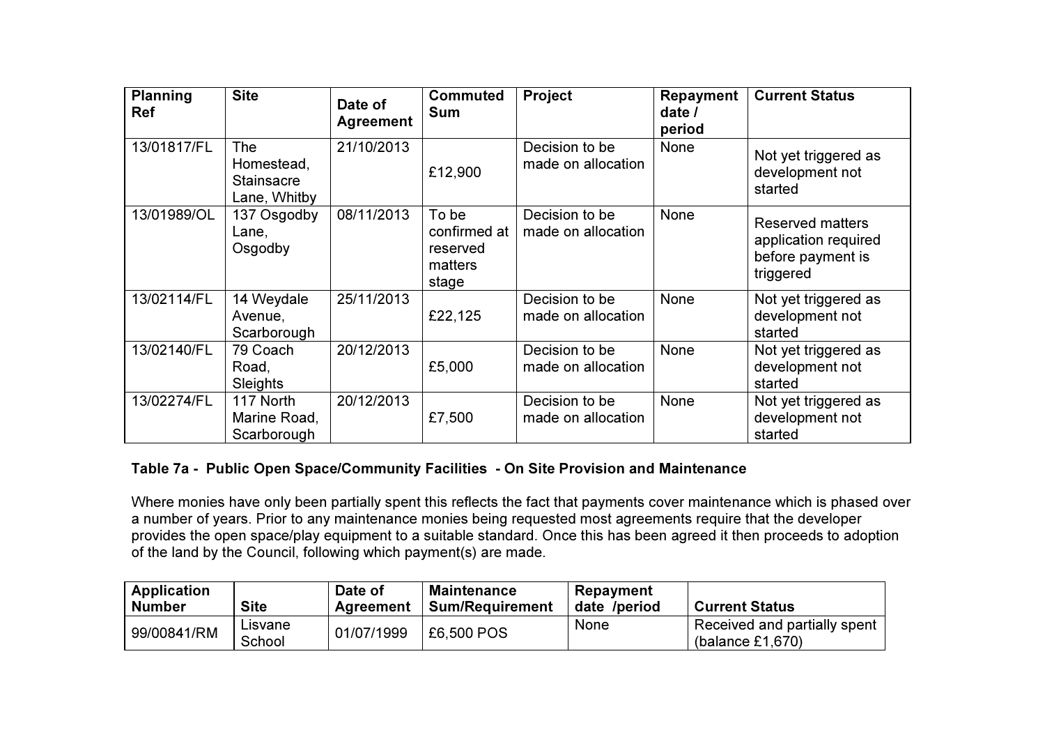| Planning Ref | Site | Date of Agreement | Commuted Sum | Project | Repayment date / period | Current Status |
|---|---|---|---|---|---|---|
| 13/01817/FL | The Homestead, Stainsacre Lane, Whitby | 21/10/2013 | £12,900 | Decision to be made on allocation | None | Not yet triggered as development not started |
| 13/01989/OL | 137 Osgodby Lane, Osgodby | 08/11/2013 | To be confirmed at reserved matters stage | Decision to be made on allocation | None | Reserved matters application required before payment is triggered |
| 13/02114/FL | 14 Weydale Avenue, Scarborough | 25/11/2013 | £22,125 | Decision to be made on allocation | None | Not yet triggered as development not started |
| 13/02140/FL | 79 Coach Road, Sleights | 20/12/2013 | £5,000 | Decision to be made on allocation | None | Not yet triggered as development not started |
| 13/02274/FL | 117 North Marine Road, Scarborough | 20/12/2013 | £7,500 | Decision to be made on allocation | None | Not yet triggered as development not started |

**Table 7a - Public Open Space/Community Facilities - On Site Provision and Maintenance**

Where monies have only been partially spent this reflects the fact that payments cover maintenance which is phased over a number of years. Prior to any maintenance monies being requested most agreements require that the developer provides the open space/play equipment to a suitable standard. Once this has been agreed it then proceeds to adoption of the land by the Council, following which payment(s) are made.

| Application Number | Site | Date of Agreement | Maintenance Sum/Requirement | Repayment date /period | Current Status |
|---|---|---|---|---|---|
| 99/00841/RM | Lisvane School | 01/07/1999 | £6,500 POS | None | Received and partially spent (balance £1,670) |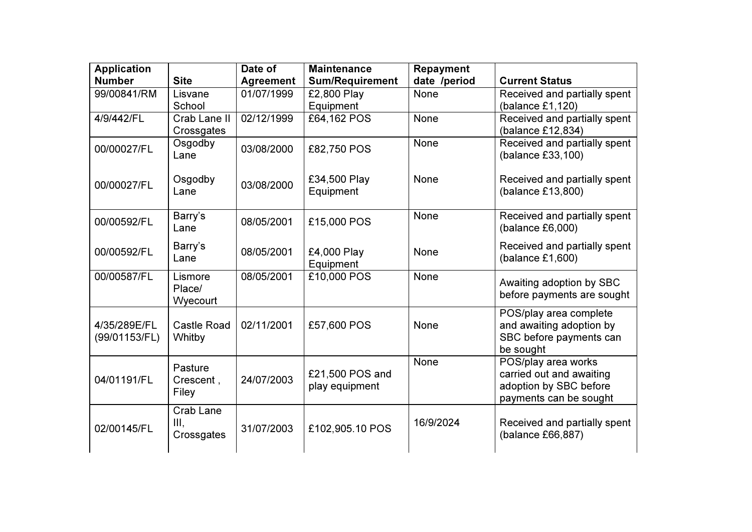| Application Number | Site | Date of Agreement | Maintenance Sum/Requirement | Repayment date /period | Current Status |
|---|---|---|---|---|---|
| 99/00841/RM | Lisvane School | 01/07/1999 | £2,800 Play Equipment | None | Received and partially spent (balance £1,120) |
| 4/9/442/FL | Crab Lane II Crossgates | 02/12/1999 | £64,162 POS | None | Received and partially spent (balance £12,834) |
| 00/00027/FL | Osgodby Lane | 03/08/2000 | £82,750 POS | None | Received and partially spent (balance £33,100) |
| 00/00027/FL | Osgodby Lane | 03/08/2000 | £34,500 Play Equipment | None | Received and partially spent (balance £13,800) |
| 00/00592/FL | Barry's Lane | 08/05/2001 | £15,000 POS | None | Received and partially spent (balance £6,000) |
| 00/00592/FL | Barry's Lane | 08/05/2001 | £4,000 Play Equipment | None | Received and partially spent (balance £1,600) |
| 00/00587/FL | Lismore Place/ Wyecourt | 08/05/2001 | £10,000 POS | None | Awaiting adoption by SBC before payments are sought |
| 4/35/289E/FL (99/01153/FL) | Castle Road Whitby | 02/11/2001 | £57,600 POS | None | POS/play area complete and awaiting adoption by SBC before payments can be sought |
| 04/01191/FL | Pasture Crescent , Filey | 24/07/2003 | £21,500 POS and play equipment | None | POS/play area works carried out and awaiting adoption by SBC before payments can be sought |
| 02/00145/FL | Crab Lane III, Crossgates | 31/07/2003 | £102,905.10 POS | 16/9/2024 | Received and partially spent (balance £66,887) |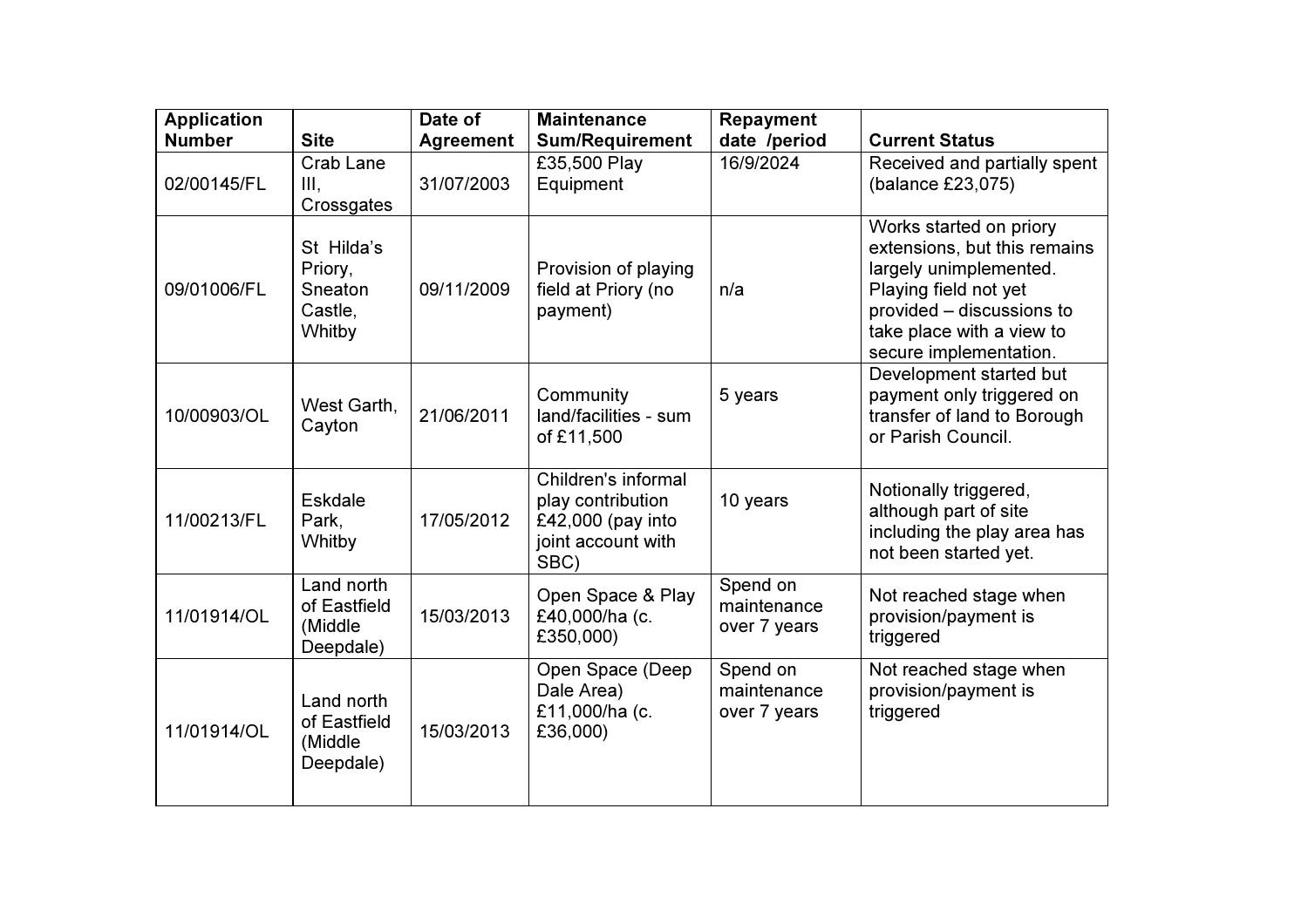| Application Number | Site | Date of Agreement | Maintenance Sum/Requirement | Repayment date /period | Current Status |
|---|---|---|---|---|---|
| 02/00145/FL | Crab Lane III, Crossgates | 31/07/2003 | £35,500 Play Equipment | 16/9/2024 | Received and partially spent (balance £23,075) |
| 09/01006/FL | St Hilda's Priory, Sneaton Castle, Whitby | 09/11/2009 | Provision of playing field at Priory (no payment) | n/a | Works started on priory extensions, but this remains largely unimplemented. Playing field not yet provided – discussions to take place with a view to secure implementation. |
| 10/00903/OL | West Garth, Cayton | 21/06/2011 | Community land/facilities - sum of £11,500 | 5 years | Development started but payment only triggered on transfer of land to Borough or Parish Council. |
| 11/00213/FL | Eskdale Park, Whitby | 17/05/2012 | Children's informal play contribution £42,000 (pay into joint account with SBC) | 10 years | Notionally triggered, although part of site including the play area has not been started yet. |
| 11/01914/OL | Land north of Eastfield (Middle Deepdale) | 15/03/2013 | Open Space & Play £40,000/ha (c. £350,000) | Spend on maintenance over 7 years | Not reached stage when provision/payment is triggered |
| 11/01914/OL | Land north of Eastfield (Middle Deepdale) | 15/03/2013 | Open Space (Deep Dale Area) £11,000/ha (c. £36,000) | Spend on maintenance over 7 years | Not reached stage when provision/payment is triggered |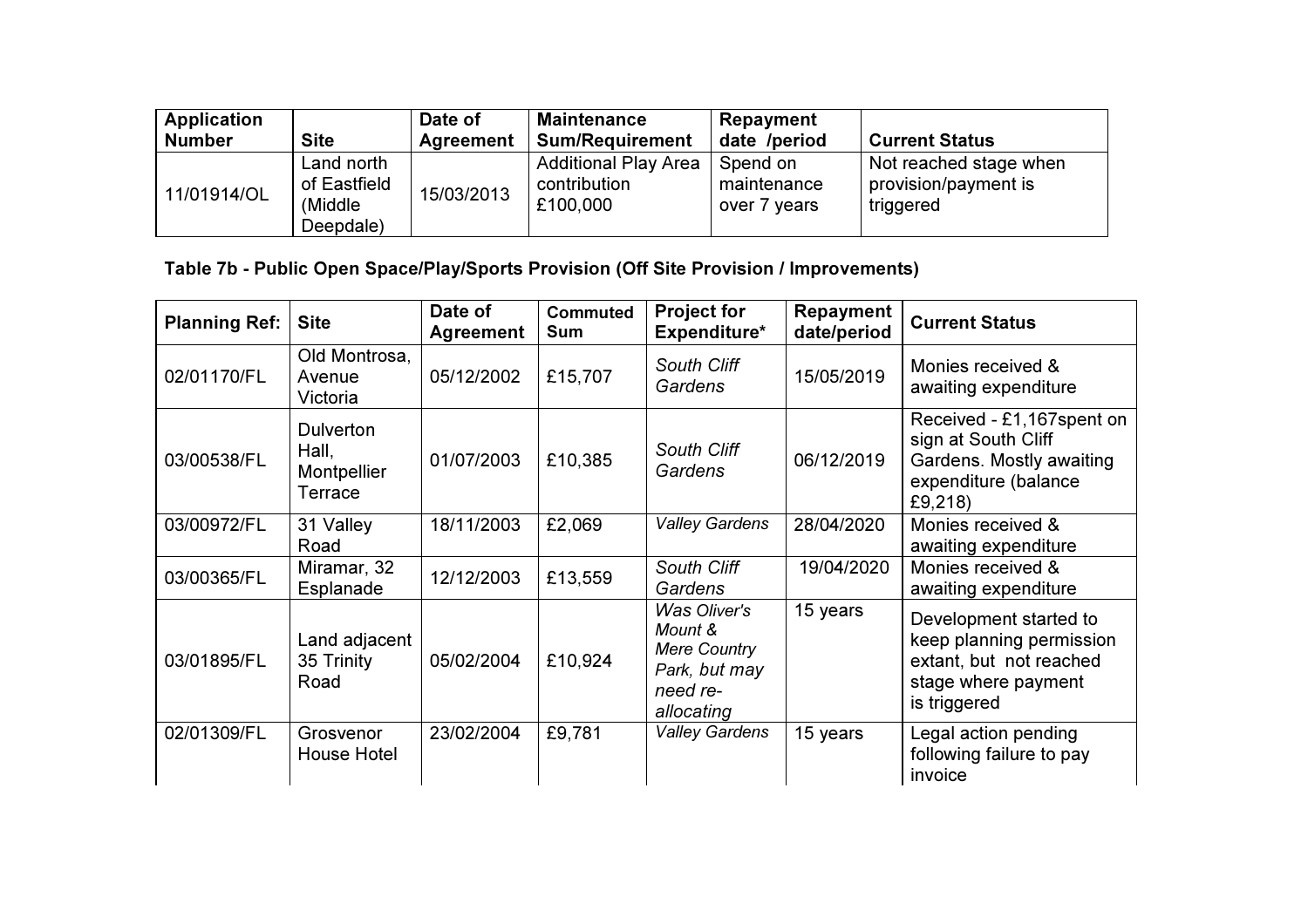| Application Number | Site | Date of Agreement | Maintenance Sum/Requirement | Repayment date /period | Current Status |
| --- | --- | --- | --- | --- | --- |
| 11/01914/OL | Land north of Eastfield (Middle Deepdale) | 15/03/2013 | Additional Play Area contribution £100,000 | Spend on maintenance over 7 years | Not reached stage when provision/payment is triggered |

**Table 7b - Public Open Space/Play/Sports Provision (Off Site Provision / Improvements)**

| Planning Ref: | Site | Date of Agreement | Commuted Sum | Project for Expenditure* | Repayment date/period | Current Status |
| --- | --- | --- | --- | --- | --- | --- |
| 02/01170/FL | Old Montrosa, Avenue Victoria | 05/12/2002 | £15,707 | *South Cliff Gardens* | 15/05/2019 | Monies received & awaiting expenditure |
| 03/00538/FL | Dulverton Hall, Montpellier Terrace | 01/07/2003 | £10,385 | *South Cliff Gardens* | 06/12/2019 | Received - £1,167spent on sign at South Cliff Gardens. Mostly awaiting expenditure (balance £9,218) |
| 03/00972/FL | 31 Valley Road | 18/11/2003 | £2,069 | *Valley Gardens* | 28/04/2020 | Monies received & awaiting expenditure |
| 03/00365/FL | Miramar, 32 Esplanade | 12/12/2003 | £13,559 | *South Cliff Gardens* | 19/04/2020 | Monies received & awaiting expenditure |
| 03/01895/FL | Land adjacent 35 Trinity Road | 05/02/2004 | £10,924 | *Was Oliver's Mount & Mere Country Park, but may need re-allocating* | 15 years | Development started to keep planning permission extant, but not reached stage where payment is triggered |
| 02/01309/FL | Grosvenor House Hotel | 23/02/2004 | £9,781 | *Valley Gardens* | 15 years | Legal action pending following failure to pay invoice |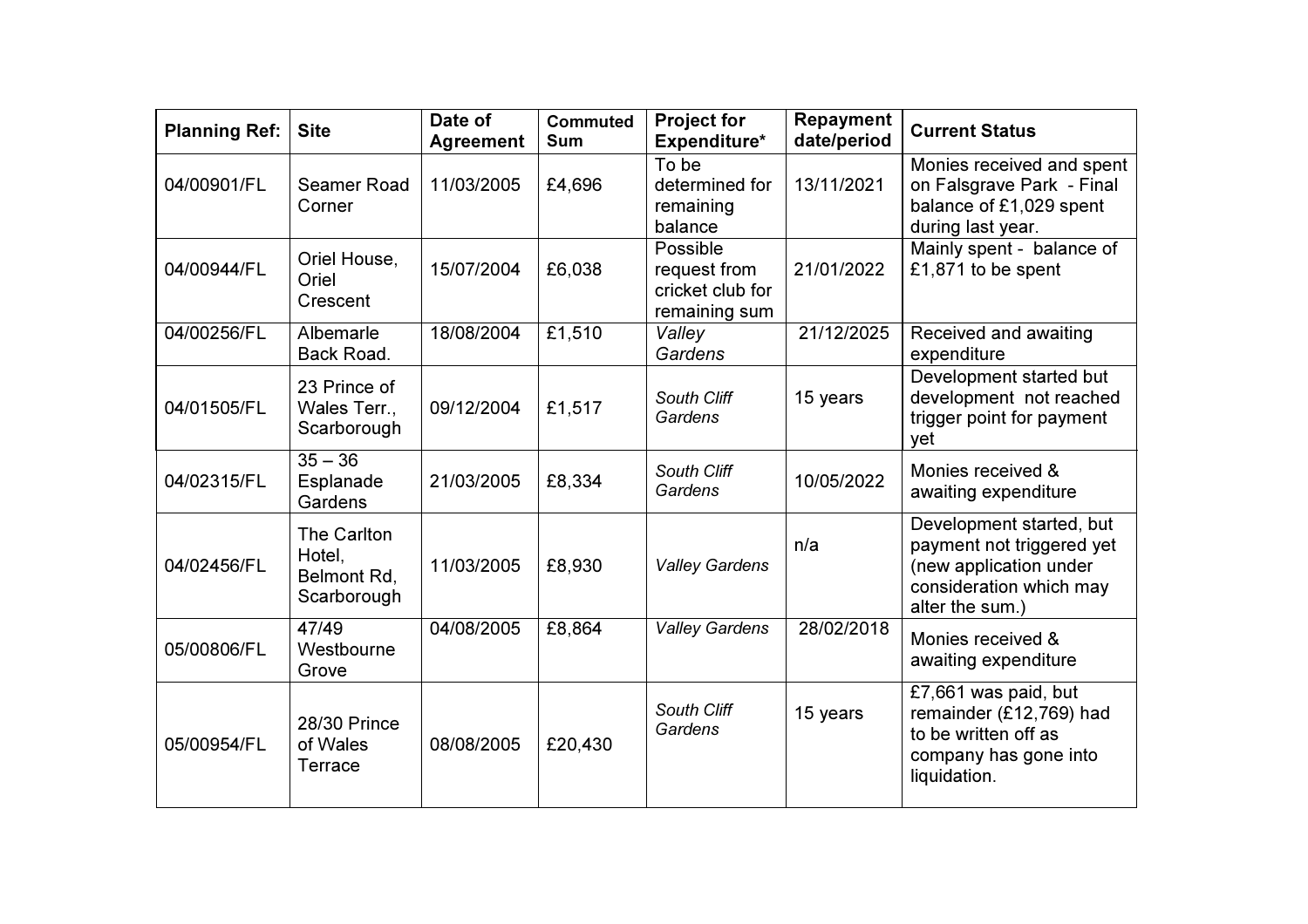| Planning Ref: | Site | Date of Agreement | Commuted Sum | Project for Expenditure* | Repayment date/period | Current Status |
|---|---|---|---|---|---|---|
| 04/00901/FL | Seamer Road Corner | 11/03/2005 | £4,696 | To be determined for remaining balance | 13/11/2021 | Monies received and spent on Falsgrave Park - Final balance of £1,029 spent during last year. |
| 04/00944/FL | Oriel House, Oriel Crescent | 15/07/2004 | £6,038 | Possible request from cricket club for remaining sum | 21/01/2022 | Mainly spent - balance of £1,871 to be spent |
| 04/00256/FL | Albemarle Back Road. | 18/08/2004 | £1,510 | *Valley Gardens* | 21/12/2025 | Received and awaiting expenditure |
| 04/01505/FL | 23 Prince of Wales Terr., Scarborough | 09/12/2004 | £1,517 | *South Cliff Gardens* | 15 years | Development started but development not reached trigger point for payment yet |
| 04/02315/FL | 35 – 36 Esplanade Gardens | 21/03/2005 | £8,334 | *South Cliff Gardens* | 10/05/2022 | Monies received & awaiting expenditure |
| 04/02456/FL | The Carlton Hotel, Belmont Rd, Scarborough | 11/03/2005 | £8,930 | *Valley Gardens* | n/a | Development started, but payment not triggered yet (new application under consideration which may alter the sum.) |
| 05/00806/FL | 47/49 Westbourne Grove | 04/08/2005 | £8,864 | *Valley Gardens* | 28/02/2018 | Monies received & awaiting expenditure |
| 05/00954/FL | 28/30 Prince of Wales Terrace | 08/08/2005 | £20,430 | *South Cliff Gardens* | 15 years | £7,661 was paid, but remainder (£12,769) had to be written off as company has gone into liquidation. |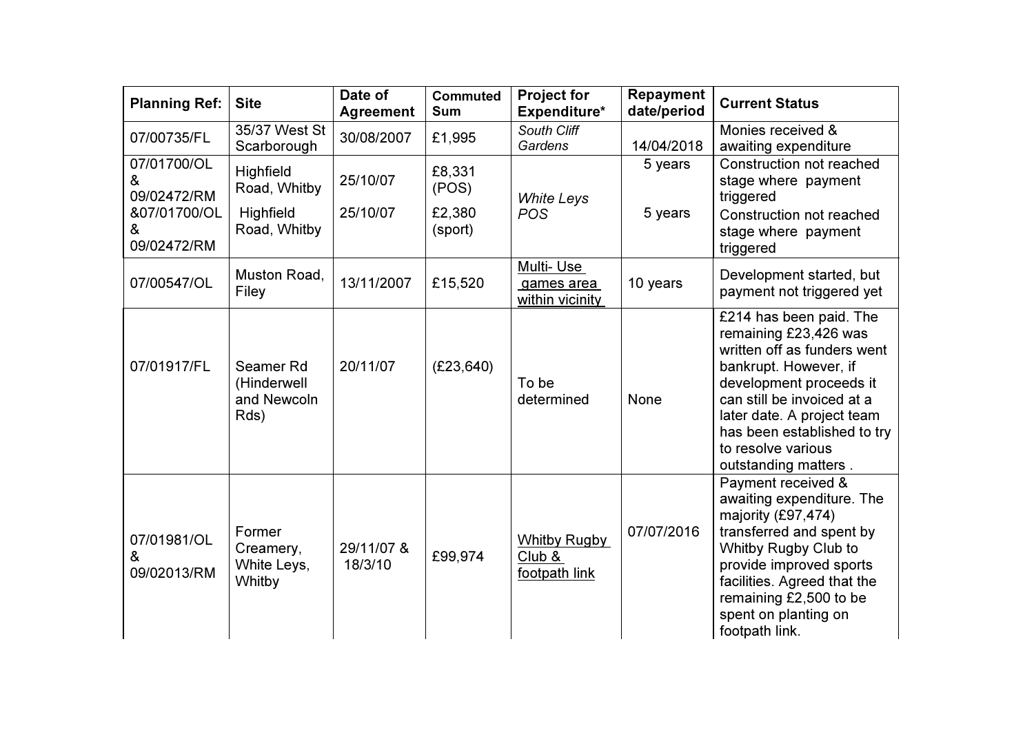| Planning Ref: | Site | Date of Agreement | Commuted Sum | Project for Expenditure* | Repayment date/period | Current Status |
|---|---|---|---|---|---|---|
| 07/00735/FL | 35/37 West St Scarborough | 30/08/2007 | £1,995 | *South Cliff Gardens* | 14/04/2018 | Monies received & awaiting expenditure |
| 07/01700/OL & 09/02472/RM &07/01700/OL & 09/02472/RM | Highfield Road, Whitby<br>Highfield Road, Whitby | 25/10/07<br>25/10/07 | £8,331 (POS)<br>£2,380 (sport) | *White Leys POS* | 5 years<br>5 years | Construction not reached stage where payment triggered<br>Construction not reached stage where payment triggered |
| 07/00547/OL | Muston Road, Filey | 13/11/2007 | £15,520 | Multi- Use games area within vicinity | 10 years | Development started, but payment not triggered yet |
| 07/01917/FL | Seamer Rd (Hinderwell and Newcoln Rds) | 20/11/07 | (£23,640) | To be determined | None | £214 has been paid. The remaining £23,426 was written off as funders went bankrupt. However, if development proceeds it can still be invoiced at a later date. A project team has been established to try to resolve various outstanding matters . |
| 07/01981/OL & 09/02013/RM | Former Creamery, White Leys, Whitby | 29/11/07 & 18/3/10 | £99,974 | Whitby Rugby Club & footpath link | 07/07/2016 | Payment received & awaiting expenditure. The majority (£97,474) transferred and spent by Whitby Rugby Club to provide improved sports facilities. Agreed that the remaining £2,500 to be spent on planting on footpath link. |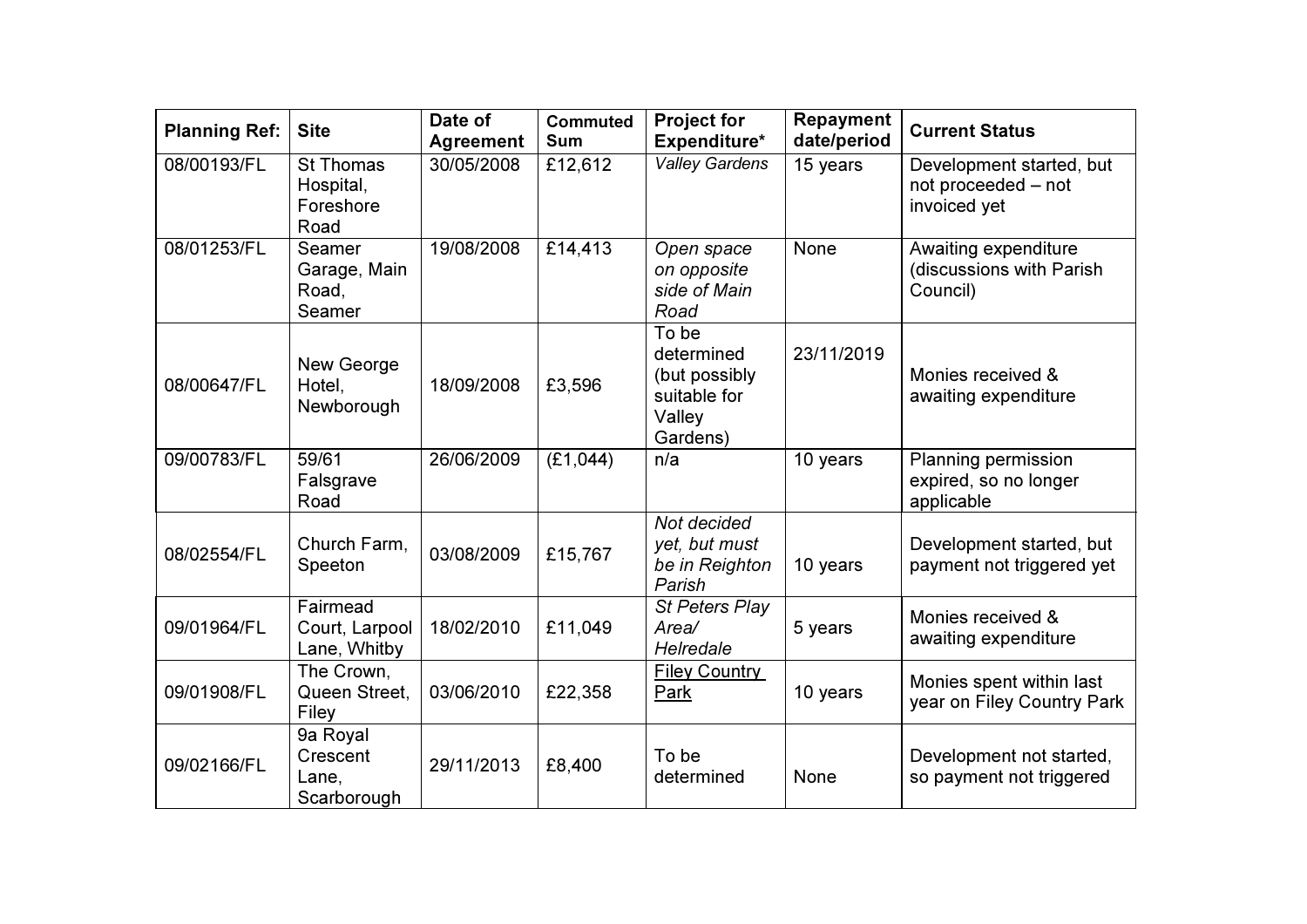| Planning Ref: | Site | Date of Agreement | Commuted Sum | Project for Expenditure* | Repayment date/period | Current Status |
|---|---|---|---|---|---|---|
| 08/00193/FL | St Thomas Hospital, Foreshore Road | 30/05/2008 | £12,612 | *Valley Gardens* | 15 years | Development started, but not proceeded – not invoiced yet |
| 08/01253/FL | Seamer Garage, Main Road, Seamer | 19/08/2008 | £14,413 | *Open space on opposite side of Main Road* | None | Awaiting expenditure (discussions with Parish Council) |
| 08/00647/FL | New George Hotel, Newborough | 18/09/2008 | £3,596 | To be determined (but possibly suitable for Valley Gardens) | 23/11/2019 | Monies received & awaiting expenditure |
| 09/00783/FL | 59/61 Falsgrave Road | 26/06/2009 | (£1,044) | n/a | 10 years | Planning permission expired, so no longer applicable |
| 08/02554/FL | Church Farm, Speeton | 03/08/2009 | £15,767 | *Not decided yet, but must be in Reighton Parish* | 10 years | Development started, but payment not triggered yet |
| 09/01964/FL | Fairmead Court, Larpool Lane, Whitby | 18/02/2010 | £11,049 | *St Peters Play Area/ Helredale* | 5 years | Monies received & awaiting expenditure |
| 09/01908/FL | The Crown, Queen Street, Filey | 03/06/2010 | £22,358 | Filey Country Park | 10 years | Monies spent within last year on Filey Country Park |
| 09/02166/FL | 9a Royal Crescent Lane, Scarborough | 29/11/2013 | £8,400 | To be determined | None | Development not started, so payment not triggered |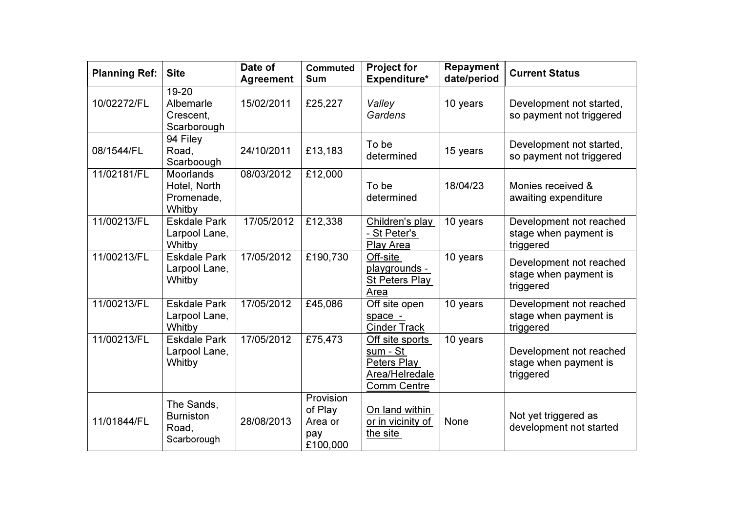| Planning Ref: | Site | Date of Agreement | Commuted Sum | Project for Expenditure* | Repayment date/period | Current Status |
|---|---|---|---|---|---|---|
| 10/02272/FL | 19-20 Albemarle Crescent, Scarborough | 15/02/2011 | £25,227 | *Valley Gardens* | 10 years | Development not started, so payment not triggered |
| 08/1544/FL | 94 Filey Road, Scarboough | 24/10/2011 | £13,183 | To be determined | 15 years | Development not started, so payment not triggered |
| 11/02181/FL | Moorlands Hotel, North Promenade, Whitby | 08/03/2012 | £12,000 | To be determined | 18/04/23 | Monies received & awaiting expenditure |
| 11/00213/FL | Eskdale Park Larpool Lane, Whitby | 17/05/2012 | £12,338 | Children's play - St Peter's Play Area | 10 years | Development not reached stage when payment is triggered |
| 11/00213/FL | Eskdale Park Larpool Lane, Whitby | 17/05/2012 | £190,730 | Off-site playgrounds - St Peters Play Area | 10 years | Development not reached stage when payment is triggered |
| 11/00213/FL | Eskdale Park Larpool Lane, Whitby | 17/05/2012 | £45,086 | Off site open space - Cinder Track | 10 years | Development not reached stage when payment is triggered |
| 11/00213/FL | Eskdale Park Larpool Lane, Whitby | 17/05/2012 | £75,473 | Off site sports sum - St Peters Play Area/Helredale Comm Centre | 10 years | Development not reached stage when payment is triggered |
| 11/01844/FL | The Sands, Burniston Road, Scarborough | 28/08/2013 | Provision of Play Area or pay £100,000 | On land within or in vicinity of the site | None | Not yet triggered as development not started |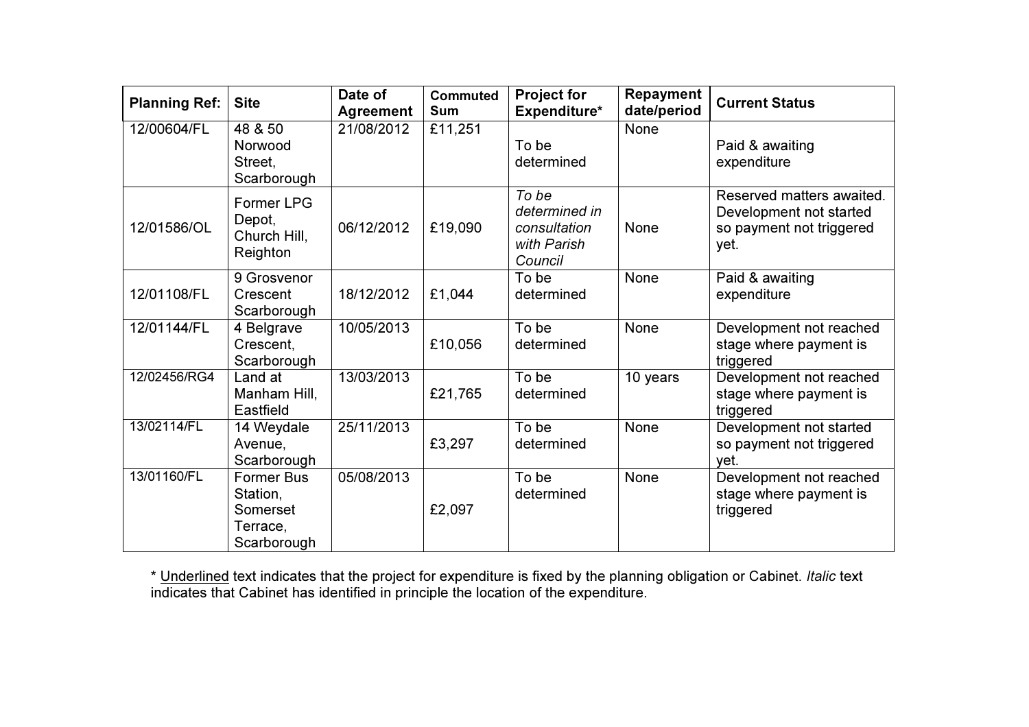| Planning Ref: | Site | Date of Agreement | Commuted Sum | Project for Expenditure* | Repayment date/period | Current Status |
|---|---|---|---|---|---|---|
| 12/00604/FL | 48 & 50 Norwood Street, Scarborough | 21/08/2012 | £11,251 | To be determined | None | Paid & awaiting expenditure |
| 12/01586/OL | Former LPG Depot, Church Hill, Reighton | 06/12/2012 | £19,090 | *To be determined in consultation with Parish Council* | None | Reserved matters awaited. Development not started so payment not triggered yet. |
| 12/01108/FL | 9 Grosvenor Crescent Scarborough | 18/12/2012 | £1,044 | To be determined | None | Paid & awaiting expenditure |
| 12/01144/FL | 4 Belgrave Crescent, Scarborough | 10/05/2013 | £10,056 | To be determined | None | Development not reached stage where payment is triggered |
| 12/02456/RG4 | Land at Manham Hill, Eastfield | 13/03/2013 | £21,765 | To be determined | 10 years | Development not reached stage where payment is triggered |
| 13/02114/FL | 14 Weydale Avenue, Scarborough | 25/11/2013 | £3,297 | To be determined | None | Development not started so payment not triggered yet. |
| 13/01160/FL | Former Bus Station, Somerset Terrace, Scarborough | 05/08/2013 | £2,097 | To be determined | None | Development not reached stage where payment is triggered |

* Underlined text indicates that the project for expenditure is fixed by the planning obligation or Cabinet. *Italic* text indicates that Cabinet has identified in principle the location of the expenditure.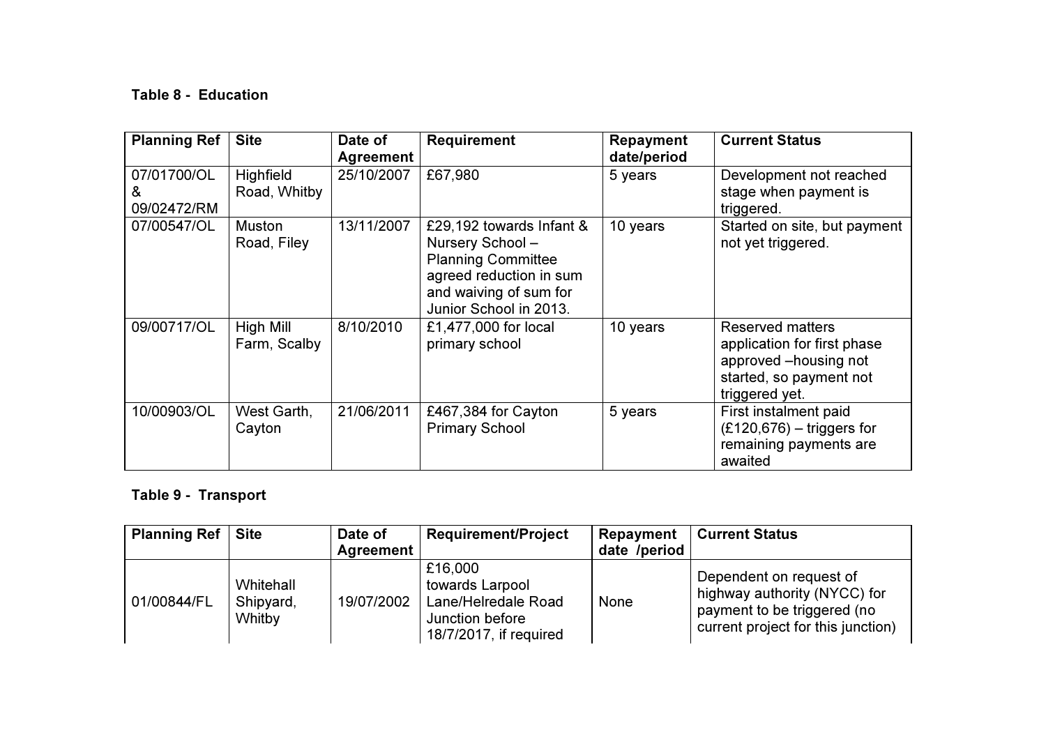### Table 8 - Education

| Planning Ref | Site | Date of Agreement | Requirement | Repayment date/period | Current Status |
|---|---|---|---|---|---|
| 07/01700/OL & 09/02472/RM | Highfield Road, Whitby | 25/10/2007 | £67,980 | 5 years | Development not reached stage when payment is triggered. |
| 07/00547/OL | Muston Road, Filey | 13/11/2007 | £29,192 towards Infant & Nursery School – Planning Committee agreed reduction in sum and waiving of sum for Junior School in 2013. | 10 years | Started on site, but payment not yet triggered. |
| 09/00717/OL | High Mill Farm, Scalby | 8/10/2010 | £1,477,000 for local primary school | 10 years | Reserved matters application for first phase approved –housing not started, so payment not triggered yet. |
| 10/00903/OL | West Garth, Cayton | 21/06/2011 | £467,384 for Cayton Primary School | 5 years | First instalment paid (£120,676) – triggers for remaining payments are awaited |

### Table 9 - Transport

| Planning Ref | Site | Date of Agreement | Requirement/Project | Repayment date /period | Current Status |
|---|---|---|---|---|---|
| 01/00844/FL | Whitehall Shipyard, Whitby | 19/07/2002 | £16,000 towards Larpool Lane/Helredale Road Junction before 18/7/2017, if required | None | Dependent on request of highway authority (NYCC) for payment to be triggered (no current project for this junction) |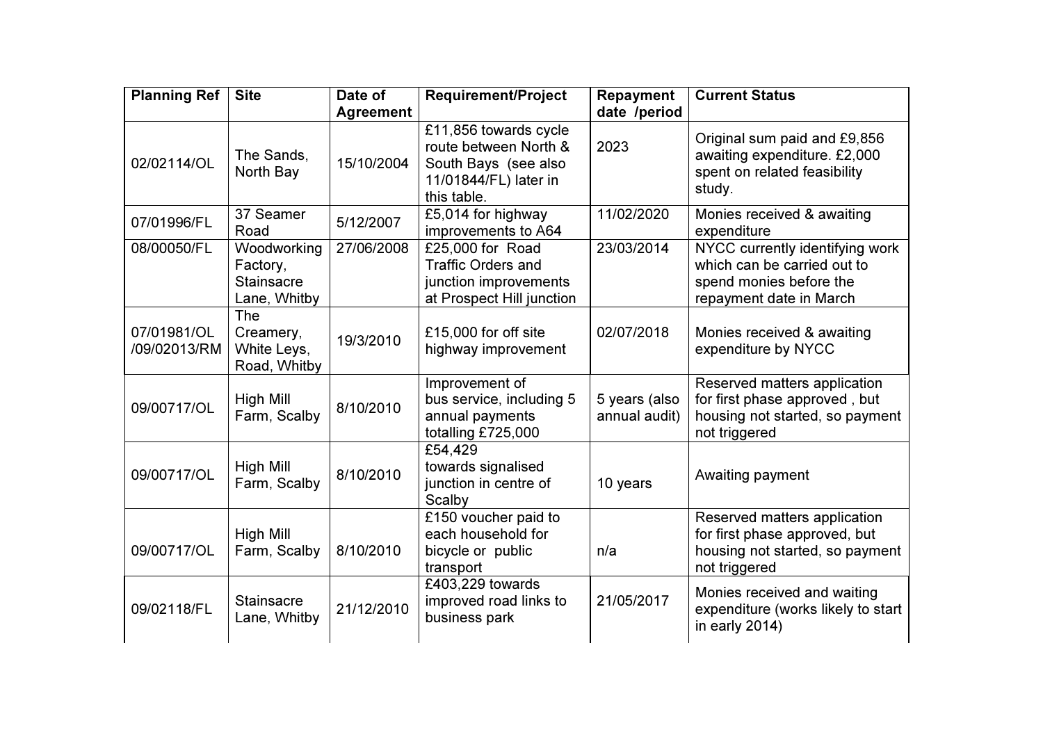| Planning Ref | Site | Date of Agreement | Requirement/Project | Repayment date /period | Current Status |
| --- | --- | --- | --- | --- | --- |
| 02/02114/OL | The Sands, North Bay | 15/10/2004 | £11,856 towards cycle route between North & South Bays (see also 11/01844/FL) later in this table. | 2023 | Original sum paid and £9,856 awaiting expenditure. £2,000 spent on related feasibility study. |
| 07/01996/FL | 37 Seamer Road | 5/12/2007 | £5,014 for highway improvements to A64 | 11/02/2020 | Monies received & awaiting expenditure |
| 08/00050/FL | Woodworking Factory, Stainsacre Lane, Whitby | 27/06/2008 | £25,000 for Road Traffic Orders and junction improvements at Prospect Hill junction | 23/03/2014 | NYCC currently identifying work which can be carried out to spend monies before the repayment date in March |
| 07/01981/OL /09/02013/RM | The Creamery, White Leys, Road, Whitby | 19/3/2010 | £15,000 for off site highway improvement | 02/07/2018 | Monies received & awaiting expenditure by NYCC |
| 09/00717/OL | High Mill Farm, Scalby | 8/10/2010 | Improvement of bus service, including 5 annual payments totalling £725,000 | 5 years (also annual audit) | Reserved matters application for first phase approved , but housing not started, so payment not triggered |
| 09/00717/OL | High Mill Farm, Scalby | 8/10/2010 | £54,429 towards signalised junction in centre of Scalby | 10 years | Awaiting payment |
| 09/00717/OL | High Mill Farm, Scalby | 8/10/2010 | £150 voucher paid to each household for bicycle or public transport | n/a | Reserved matters application for first phase approved, but housing not started, so payment not triggered |
| 09/02118/FL | Stainsacre Lane, Whitby | 21/12/2010 | £403,229 towards improved road links to business park | 21/05/2017 | Monies received and waiting expenditure (works likely to start in early 2014) |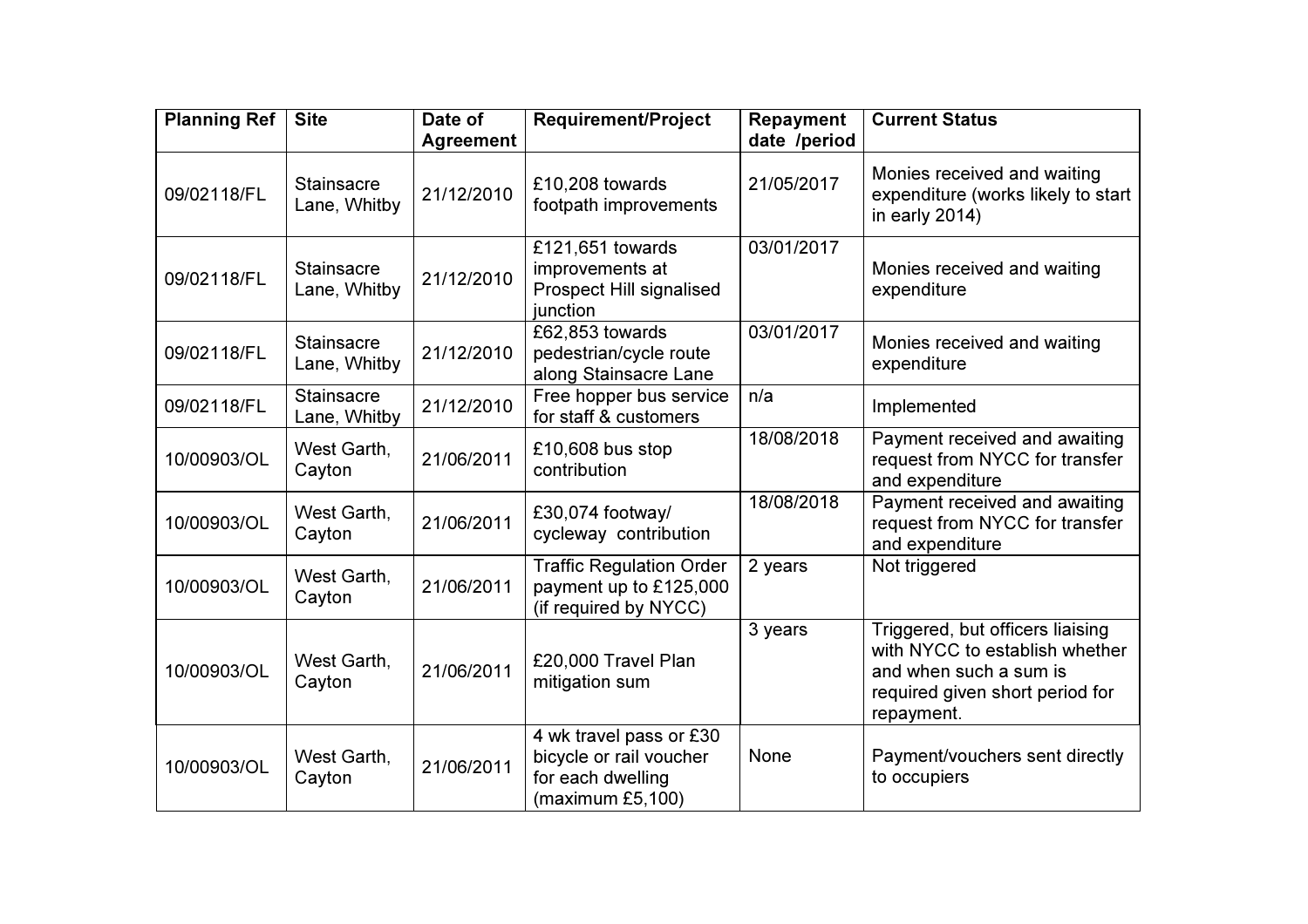| Planning Ref | Site | Date of Agreement | Requirement/Project | Repayment date /period | Current Status |
|---|---|---|---|---|---|
| 09/02118/FL | Stainsacre Lane, Whitby | 21/12/2010 | £10,208 towards footpath improvements | 21/05/2017 | Monies received and waiting expenditure (works likely to start in early 2014) |
| 09/02118/FL | Stainsacre Lane, Whitby | 21/12/2010 | £121,651 towards improvements at Prospect Hill signalised junction | 03/01/2017 | Monies received and waiting expenditure |
| 09/02118/FL | Stainsacre Lane, Whitby | 21/12/2010 | £62,853 towards pedestrian/cycle route along Stainsacre Lane | 03/01/2017 | Monies received and waiting expenditure |
| 09/02118/FL | Stainsacre Lane, Whitby | 21/12/2010 | Free hopper bus service for staff & customers | n/a | Implemented |
| 10/00903/OL | West Garth, Cayton | 21/06/2011 | £10,608 bus stop contribution | 18/08/2018 | Payment received and awaiting request from NYCC for transfer and expenditure |
| 10/00903/OL | West Garth, Cayton | 21/06/2011 | £30,074 footway/ cycleway contribution | 18/08/2018 | Payment received and awaiting request from NYCC for transfer and expenditure |
| 10/00903/OL | West Garth, Cayton | 21/06/2011 | Traffic Regulation Order payment up to £125,000 (if required by NYCC) | 2 years | Not triggered |
| 10/00903/OL | West Garth, Cayton | 21/06/2011 | £20,000 Travel Plan mitigation sum | 3 years | Triggered, but officers liaising with NYCC to establish whether and when such a sum is required given short period for repayment. |
| 10/00903/OL | West Garth, Cayton | 21/06/2011 | 4 wk travel pass or £30 bicycle or rail voucher for each dwelling (maximum £5,100) | None | Payment/vouchers sent directly to occupiers |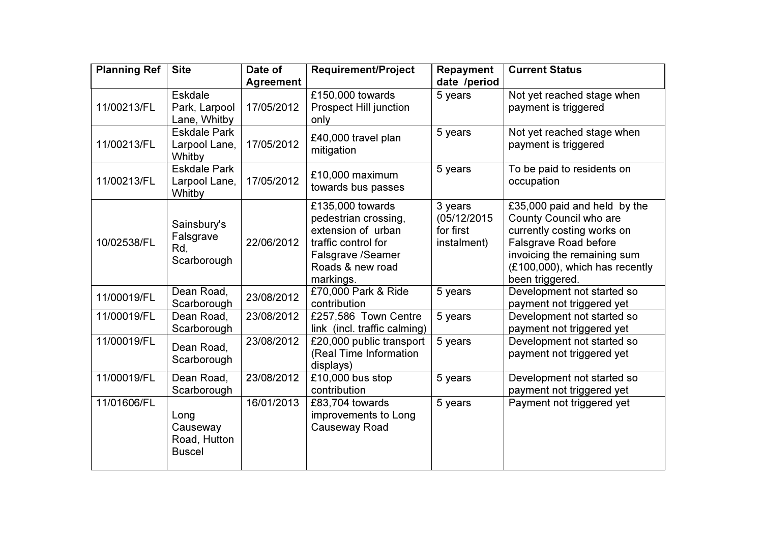| Planning Ref | Site | Date of Agreement | Requirement/Project | Repayment date /period | Current Status |
|---|---|---|---|---|---|
| 11/00213/FL | Eskdale Park, Larpool Lane, Whitby | 17/05/2012 | £150,000 towards Prospect Hill junction only | 5 years | Not yet reached stage when payment is triggered |
| 11/00213/FL | Eskdale Park Larpool Lane, Whitby | 17/05/2012 | £40,000 travel plan mitigation | 5 years | Not yet reached stage when payment is triggered |
| 11/00213/FL | Eskdale Park Larpool Lane, Whitby | 17/05/2012 | £10,000 maximum towards bus passes | 5 years | To be paid to residents on occupation |
| 10/02538/FL | Sainsbury's Falsgrave Rd, Scarborough | 22/06/2012 | £135,000 towards pedestrian crossing, extension of urban traffic control for Falsgrave /Seamer Roads & new road markings. | 3 years (05/12/2015 for first instalment) | £35,000 paid and held by the County Council who are currently costing works on Falsgrave Road before invoicing the remaining sum (£100,000), which has recently been triggered. |
| 11/00019/FL | Dean Road, Scarborough | 23/08/2012 | £70,000 Park & Ride contribution | 5 years | Development not started so payment not triggered yet |
| 11/00019/FL | Dean Road, Scarborough | 23/08/2012 | £257,586 Town Centre link (incl. traffic calming) | 5 years | Development not started so payment not triggered yet |
| 11/00019/FL | Dean Road, Scarborough | 23/08/2012 | £20,000 public transport (Real Time Information displays) | 5 years | Development not started so payment not triggered yet |
| 11/00019/FL | Dean Road, Scarborough | 23/08/2012 | £10,000 bus stop contribution | 5 years | Development not started so payment not triggered yet |
| 11/01606/FL | Long Causeway Road, Hutton Buscel | 16/01/2013 | £83,704 towards improvements to Long Causeway Road | 5 years | Payment not triggered yet |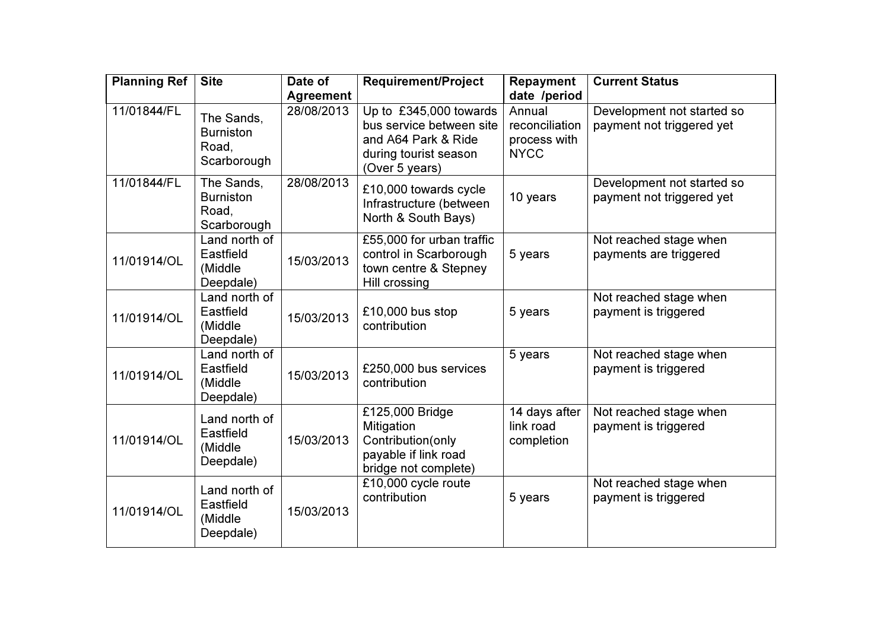| Planning Ref | Site | Date of Agreement | Requirement/Project | Repayment date /period | Current Status |
| --- | --- | --- | --- | --- | --- |
| 11/01844/FL | The Sands, Burniston Road, Scarborough | 28/08/2013 | Up to £345,000 towards bus service between site and A64 Park & Ride during tourist season (Over 5 years) | Annual reconciliation process with NYCC | Development not started so payment not triggered yet |
| 11/01844/FL | The Sands, Burniston Road, Scarborough | 28/08/2013 | £10,000 towards cycle Infrastructure (between North & South Bays) | 10 years | Development not started so payment not triggered yet |
| 11/01914/OL | Land north of Eastfield (Middle Deepdale) | 15/03/2013 | £55,000 for urban traffic control in Scarborough town centre & Stepney Hill crossing | 5 years | Not reached stage when payments are triggered |
| 11/01914/OL | Land north of Eastfield (Middle Deepdale) | 15/03/2013 | £10,000 bus stop contribution | 5 years | Not reached stage when payment is triggered |
| 11/01914/OL | Land north of Eastfield (Middle Deepdale) | 15/03/2013 | £250,000 bus services contribution | 5 years | Not reached stage when payment is triggered |
| 11/01914/OL | Land north of Eastfield (Middle Deepdale) | 15/03/2013 | £125,000 Bridge Mitigation Contribution(only payable if link road bridge not complete) | 14 days after link road completion | Not reached stage when payment is triggered |
| 11/01914/OL | Land north of Eastfield (Middle Deepdale) | 15/03/2013 | £10,000 cycle route contribution | 5 years | Not reached stage when payment is triggered |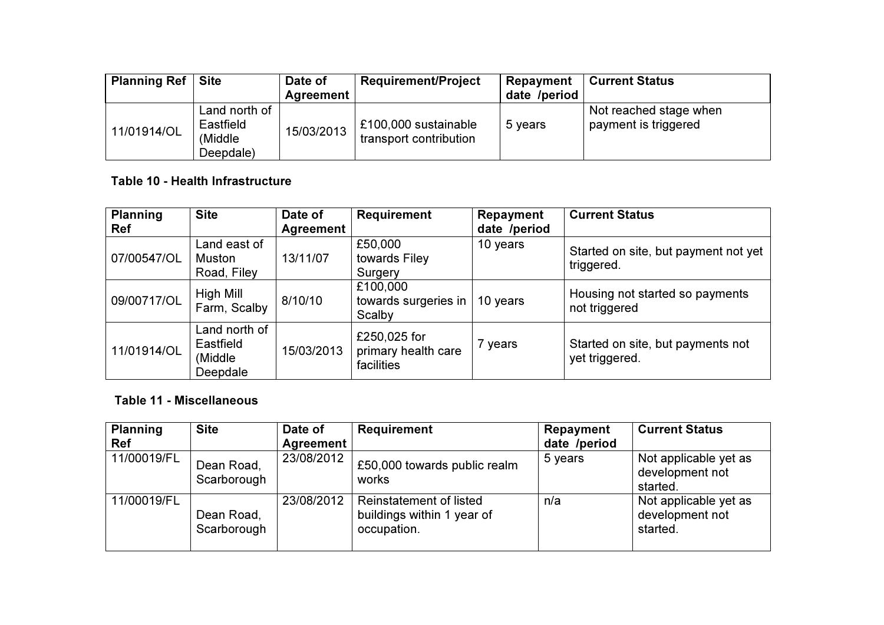| Planning Ref | Site | Date of Agreement | Requirement/Project | Repayment date /period | Current Status |
|---|---|---|---|---|---|
| 11/01914/OL | Land north of Eastfield (Middle Deepdale) | 15/03/2013 | £100,000 sustainable transport contribution | 5 years | Not reached stage when payment is triggered |

**Table 10 - Health Infrastructure**

| Planning Ref | Site | Date of Agreement | Requirement | Repayment date /period | Current Status |
|---|---|---|---|---|---|
| 07/00547/OL | Land east of Muston Road, Filey | 13/11/07 | £50,000 towards Filey Surgery | 10 years | Started on site, but payment not yet triggered. |
| 09/00717/OL | High Mill Farm, Scalby | 8/10/10 | £100,000 towards surgeries in Scalby | 10 years | Housing not started so payments not triggered |
| 11/01914/OL | Land north of Eastfield (Middle Deepdale | 15/03/2013 | £250,025 for primary health care facilities | 7 years | Started on site, but payments not yet triggered. |

**Table 11 - Miscellaneous**

| Planning Ref | Site | Date of Agreement | Requirement | Repayment date /period | Current Status |
|---|---|---|---|---|---|
| 11/00019/FL | Dean Road, Scarborough | 23/08/2012 | £50,000 towards public realm works | 5 years | Not applicable yet as development not started. |
| 11/00019/FL | Dean Road, Scarborough | 23/08/2012 | Reinstatement of listed buildings within 1 year of occupation. | n/a | Not applicable yet as development not started. |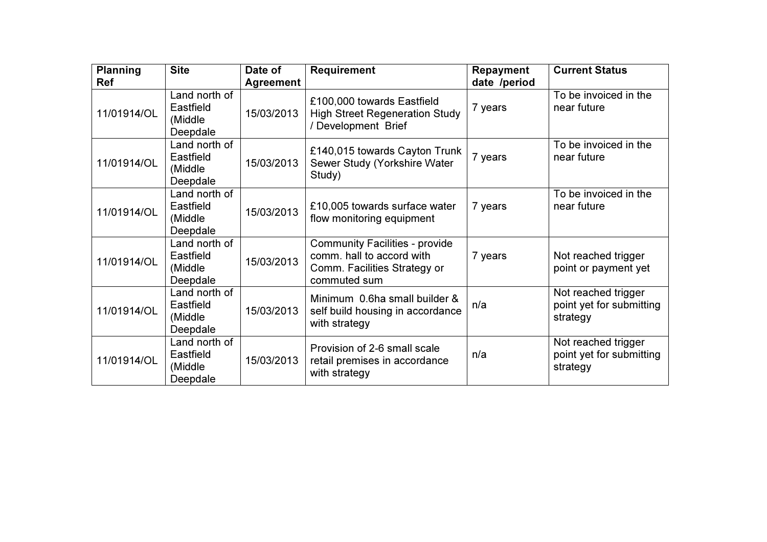| Planning Ref | Site | Date of Agreement | Requirement | Repayment date /period | Current Status |
| --- | --- | --- | --- | --- | --- |
| 11/01914/OL | Land north of Eastfield (Middle Deepdale | 15/03/2013 | £100,000 towards Eastfield High Street Regeneration Study / Development Brief | 7 years | To be invoiced in the near future |
| 11/01914/OL | Land north of Eastfield (Middle Deepdale | 15/03/2013 | £140,015 towards Cayton Trunk Sewer Study (Yorkshire Water Study) | 7 years | To be invoiced in the near future |
| 11/01914/OL | Land north of Eastfield (Middle Deepdale | 15/03/2013 | £10,005 towards surface water flow monitoring equipment | 7 years | To be invoiced in the near future |
| 11/01914/OL | Land north of Eastfield (Middle Deepdale | 15/03/2013 | Community Facilities - provide comm. hall to accord with Comm. Facilities Strategy or commuted sum | 7 years | Not reached trigger point or payment yet |
| 11/01914/OL | Land north of Eastfield (Middle Deepdale | 15/03/2013 | Minimum 0.6ha small builder & self build housing in accordance with strategy | n/a | Not reached trigger point yet for submitting strategy |
| 11/01914/OL | Land north of Eastfield (Middle Deepdale | 15/03/2013 | Provision of 2-6 small scale retail premises in accordance with strategy | n/a | Not reached trigger point yet for submitting strategy |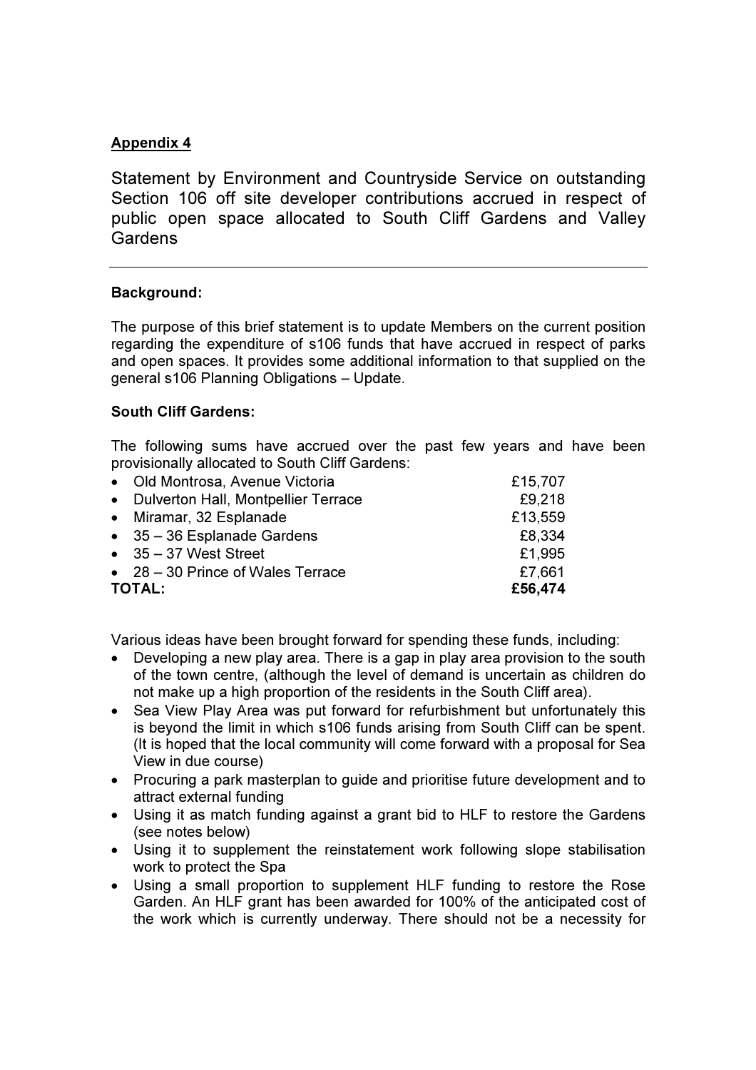<u>Appendix 4</u>

Statement by Environment and Countryside Service on outstanding Section 106 off site developer contributions accrued in respect of public open space allocated to South Cliff Gardens and Valley Gardens

---

**Background:**

The purpose of this brief statement is to update Members on the current position regarding the expenditure of s106 funds that have accrued in respect of parks and open spaces. It provides some additional information to that supplied on the general s106 Planning Obligations – Update.

**South Cliff Gardens:**

The following sums have accrued over the past few years and have been provisionally allocated to South Cliff Gardens:

| | |
|---|---|
| • Old Montrosa, Avenue Victoria | £15,707 |
| • Dulverton Hall, Montpellier Terrace | £9,218 |
| • Miramar, 32 Esplanade | £13,559 |
| • 35 – 36 Esplanade Gardens | £8,334 |
| • 35 – 37 West Street | £1,995 |
| • 28 – 30 Prince of Wales Terrace | £7,661 |
| **TOTAL:** | **£56,474** |

Various ideas have been brought forward for spending these funds, including:

- Developing a new play area. There is a gap in play area provision to the south of the town centre, (although the level of demand is uncertain as children do not make up a high proportion of the residents in the South Cliff area).
- Sea View Play Area was put forward for refurbishment but unfortunately this is beyond the limit in which s106 funds arising from South Cliff can be spent. (It is hoped that the local community will come forward with a proposal for Sea View in due course)
- Procuring a park masterplan to guide and prioritise future development and to attract external funding
- Using it as match funding against a grant bid to HLF to restore the Gardens (see notes below)
- Using it to supplement the reinstatement work following slope stabilisation work to protect the Spa
- Using a small proportion to supplement HLF funding to restore the Rose Garden. An HLF grant has been awarded for 100% of the anticipated cost of the work which is currently underway. There should not be a necessity for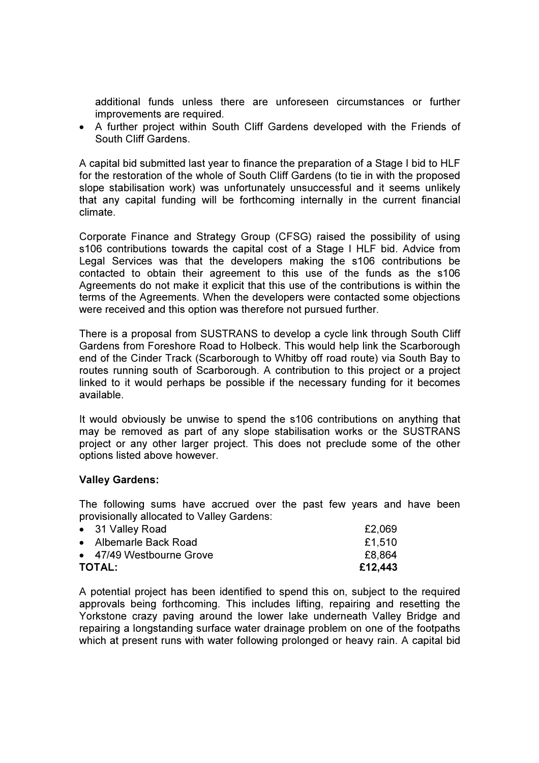additional funds unless there are unforeseen circumstances or further improvements are required.

- A further project within South Cliff Gardens developed with the Friends of South Cliff Gardens.

A capital bid submitted last year to finance the preparation of a Stage I bid to HLF for the restoration of the whole of South Cliff Gardens (to tie in with the proposed slope stabilisation work) was unfortunately unsuccessful and it seems unlikely that any capital funding will be forthcoming internally in the current financial climate.

Corporate Finance and Strategy Group (CFSG) raised the possibility of using s106 contributions towards the capital cost of a Stage I HLF bid. Advice from Legal Services was that the developers making the s106 contributions be contacted to obtain their agreement to this use of the funds as the s106 Agreements do not make it explicit that this use of the contributions is within the terms of the Agreements. When the developers were contacted some objections were received and this option was therefore not pursued further.

There is a proposal from SUSTRANS to develop a cycle link through South Cliff Gardens from Foreshore Road to Holbeck. This would help link the Scarborough end of the Cinder Track (Scarborough to Whitby off road route) via South Bay to routes running south of Scarborough. A contribution to this project or a project linked to it would perhaps be possible if the necessary funding for it becomes available.

It would obviously be unwise to spend the s106 contributions on anything that may be removed as part of any slope stabilisation works or the SUSTRANS project or any other larger project. This does not preclude some of the other options listed above however.

**Valley Gardens:**

The following sums have accrued over the past few years and have been provisionally allocated to Valley Gardens:

| | |
|---|---|
| • 31 Valley Road | £2,069 |
| • Albemarle Back Road | £1,510 |
| • 47/49 Westbourne Grove | £8,864 |
| **TOTAL:** | **£12,443** |

A potential project has been identified to spend this on, subject to the required approvals being forthcoming. This includes lifting, repairing and resetting the Yorkstone crazy paving around the lower lake underneath Valley Bridge and repairing a longstanding surface water drainage problem on one of the footpaths which at present runs with water following prolonged or heavy rain. A capital bid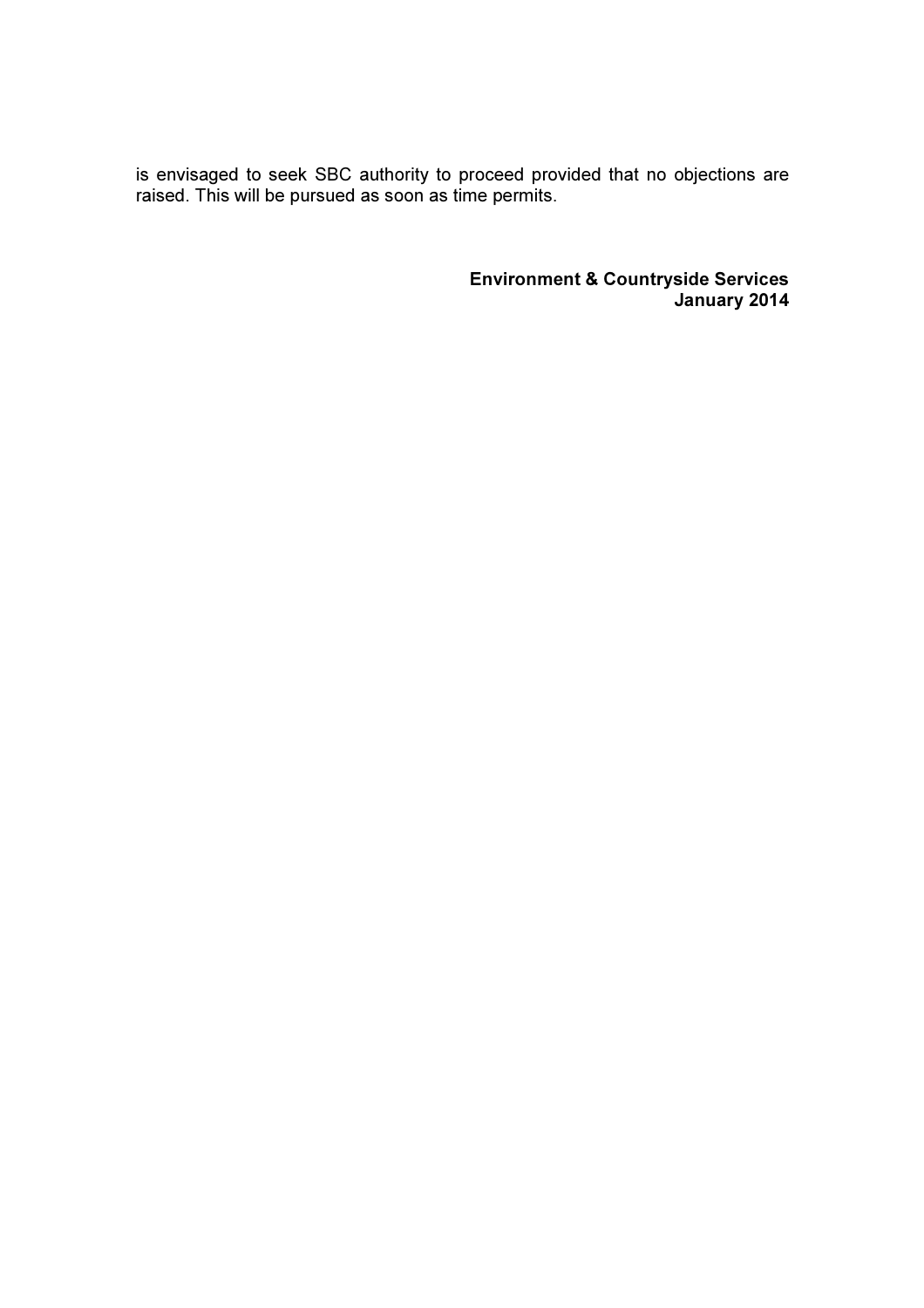is envisaged to seek SBC authority to proceed provided that no objections are raised. This will be pursued as soon as time permits.

**Environment & Countryside Services**
**January 2014**